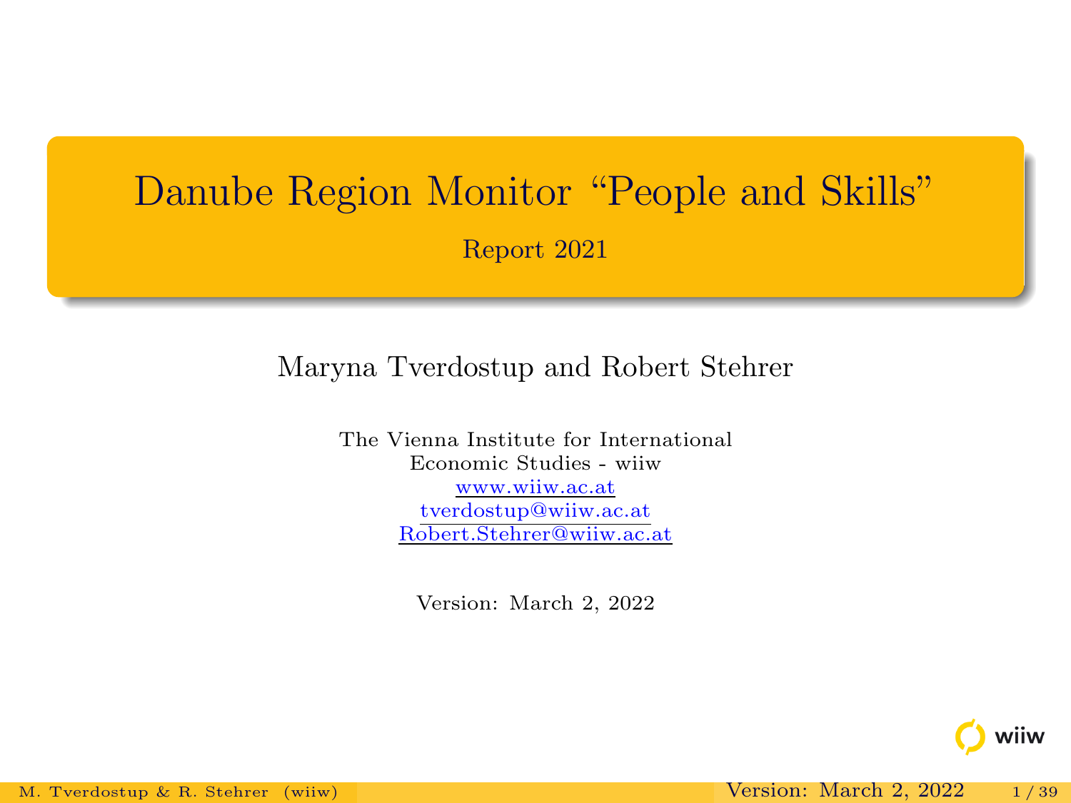# Danube Region Monitor "People and Skills"

Report 2021

Maryna Tverdostup and Robert Stehrer

The Vienna Institute for International Economic Studies - wiiw
www.wiiw.ac.at
tverdostup@wiiw.ac.at
Robert.Stehrer@wiiw.ac.at

Version: March 2, 2022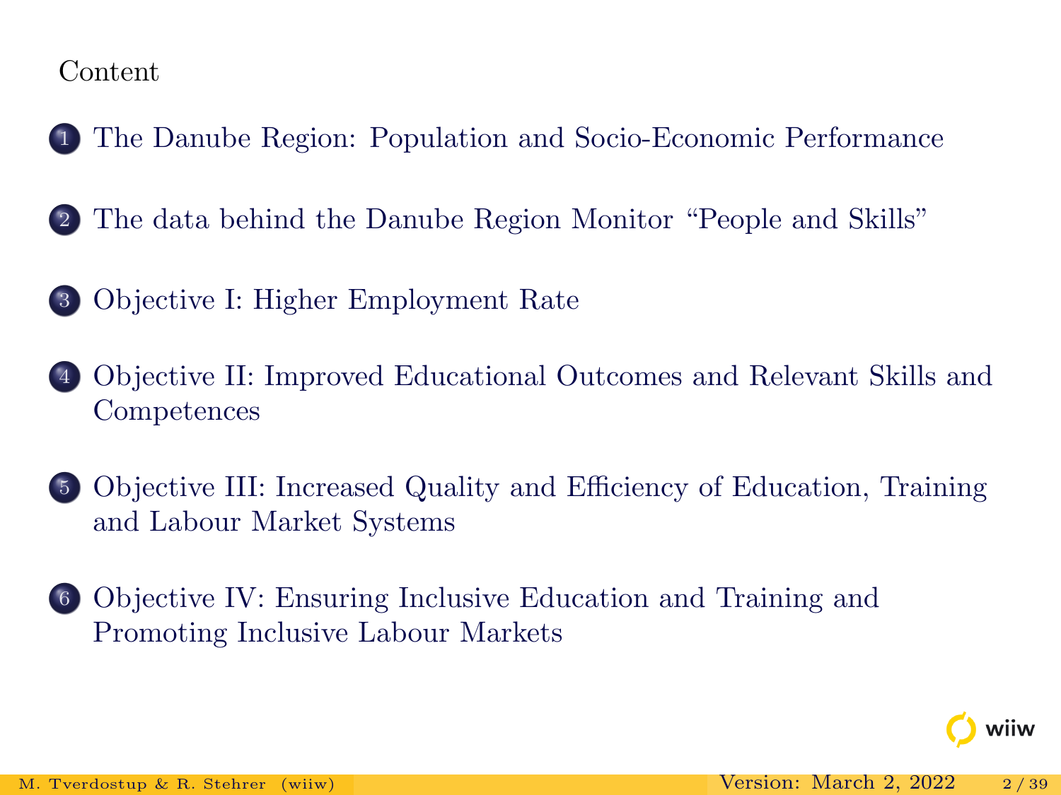## Content

1. The Danube Region: Population and Socio-Economic Performance
2. The data behind the Danube Region Monitor "People and Skills"
3. Objective I: Higher Employment Rate
4. Objective II: Improved Educational Outcomes and Relevant Skills and Competences
5. Objective III: Increased Quality and Efficiency of Education, Training and Labour Market Systems
6. Objective IV: Ensuring Inclusive Education and Training and Promoting Inclusive Labour Markets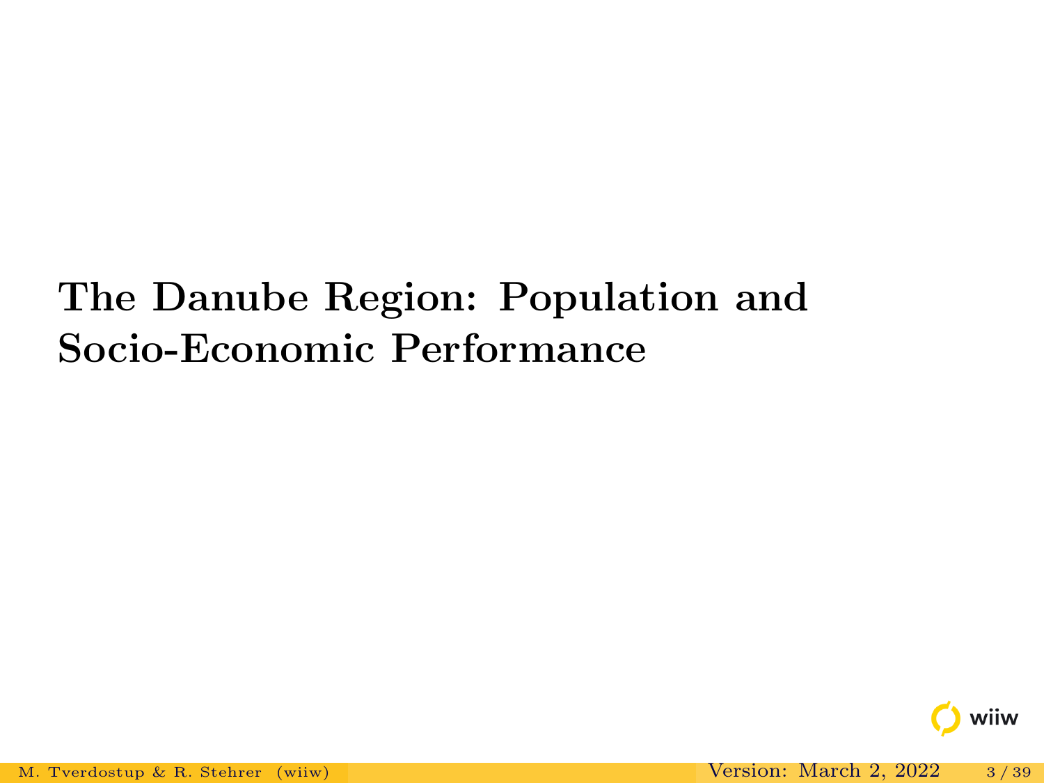# The Danube Region: Population and Socio-Economic Performance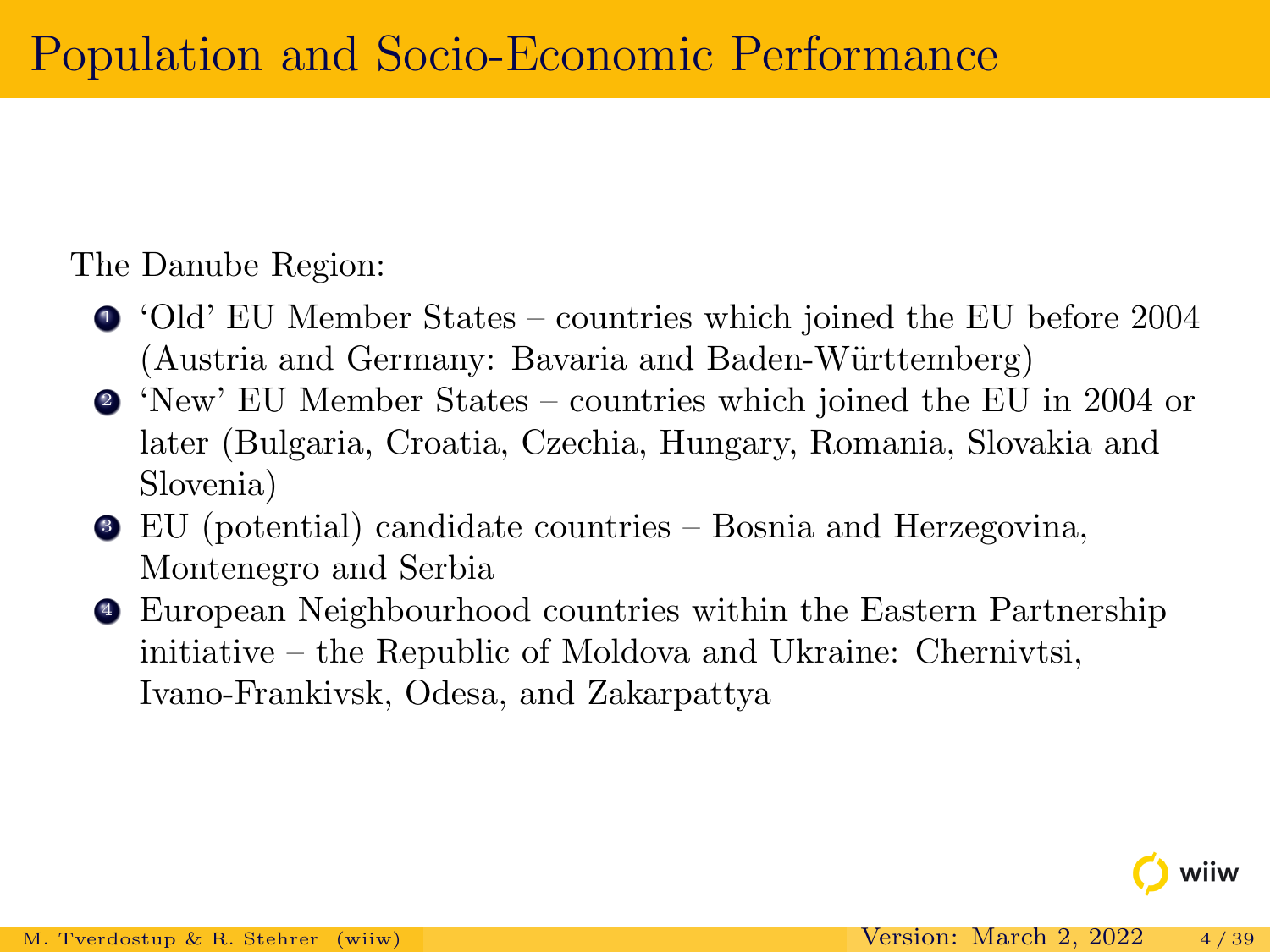# Population and Socio-Economic Performance

The Danube Region:

1. 'Old' EU Member States – countries which joined the EU before 2004 (Austria and Germany: Bavaria and Baden-Württemberg)
2. 'New' EU Member States – countries which joined the EU in 2004 or later (Bulgaria, Croatia, Czechia, Hungary, Romania, Slovakia and Slovenia)
3. EU (potential) candidate countries – Bosnia and Herzegovina, Montenegro and Serbia
4. European Neighbourhood countries within the Eastern Partnership initiative – the Republic of Moldova and Ukraine: Chernivtsi, Ivano-Frankivsk, Odesa, and Zakarpattya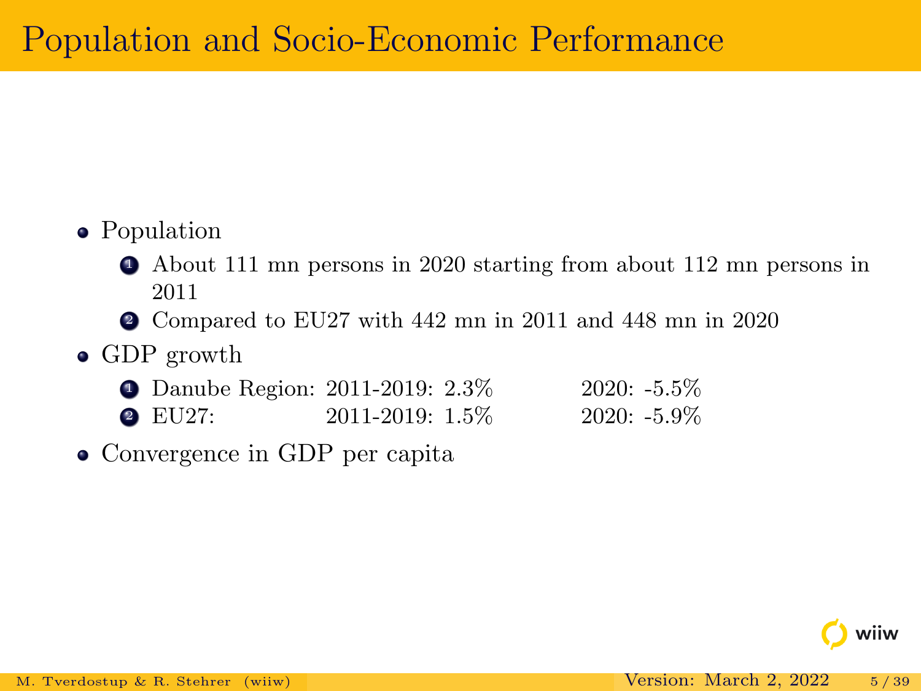# Population and Socio-Economic Performance

- Population
  1. About 111 mn persons in 2020 starting from about 112 mn persons in 2011
  2. Compared to EU27 with 442 mn in 2011 and 448 mn in 2020
- GDP growth
  1. Danube Region: 2011-2019: 2.3% 2020: -5.5%
  2. EU27: 2011-2019: 1.5% 2020: -5.9%
- Convergence in GDP per capita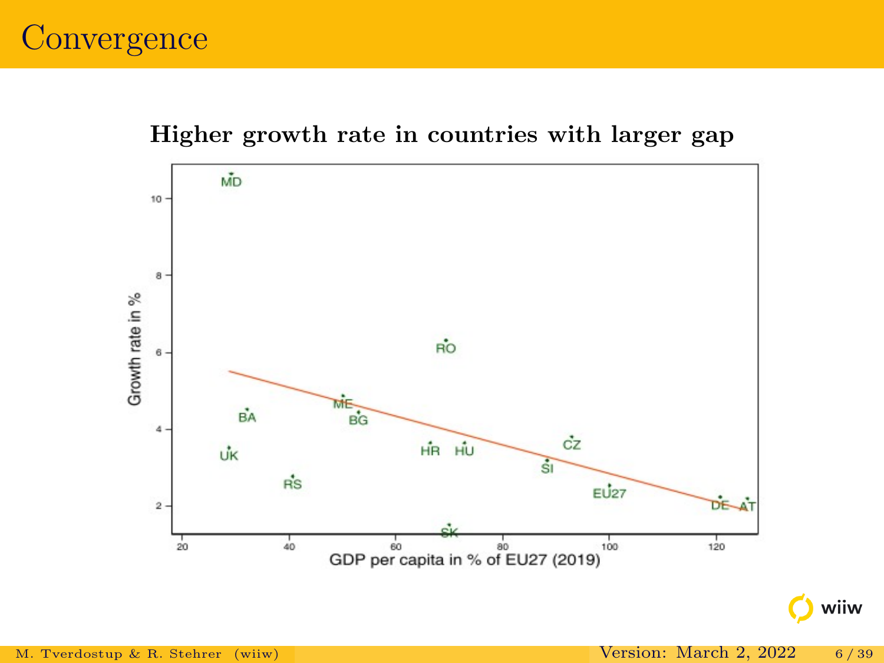# Convergence

**Higher growth rate in countries with larger gap**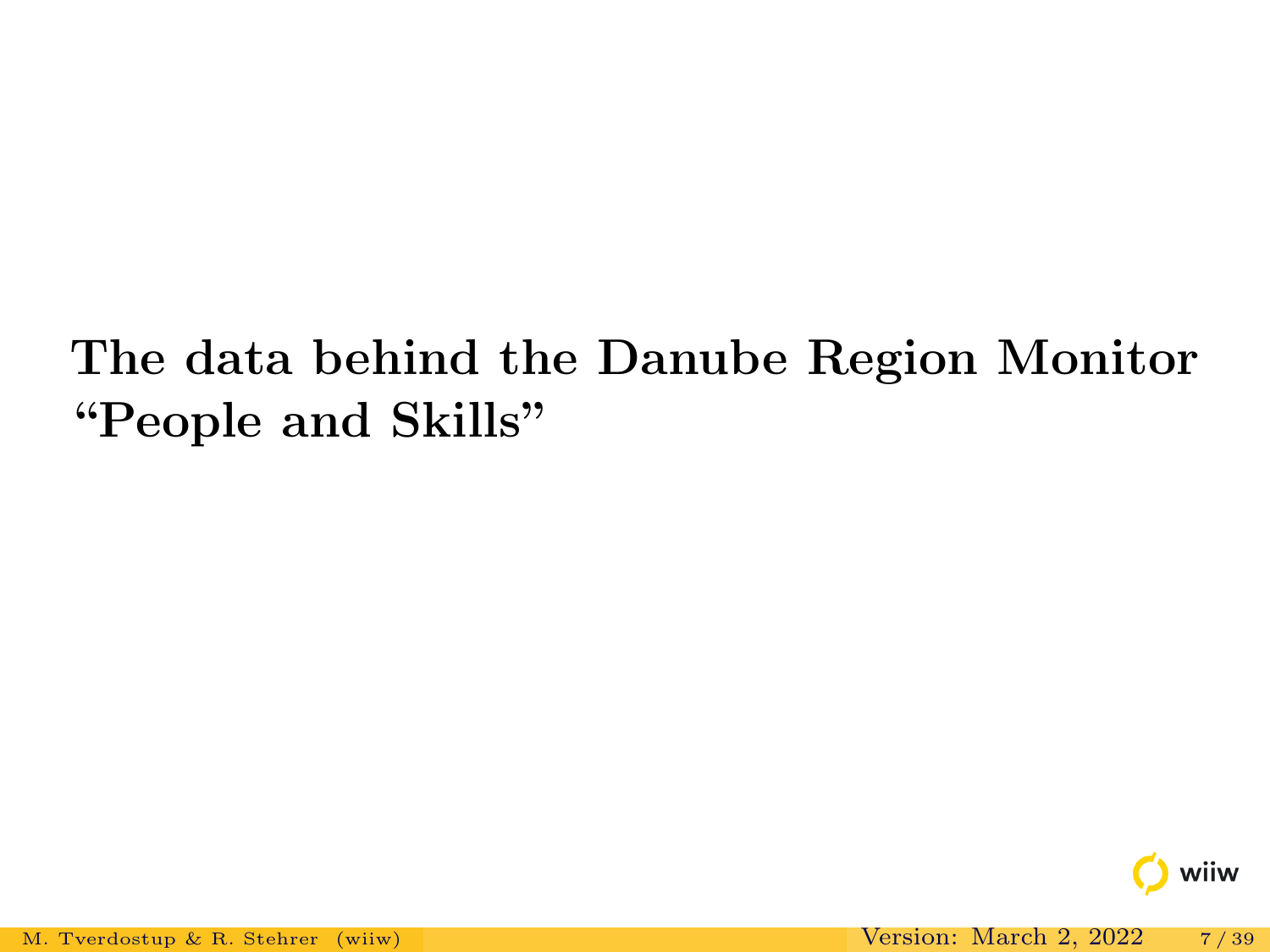# The data behind the Danube Region Monitor "People and Skills"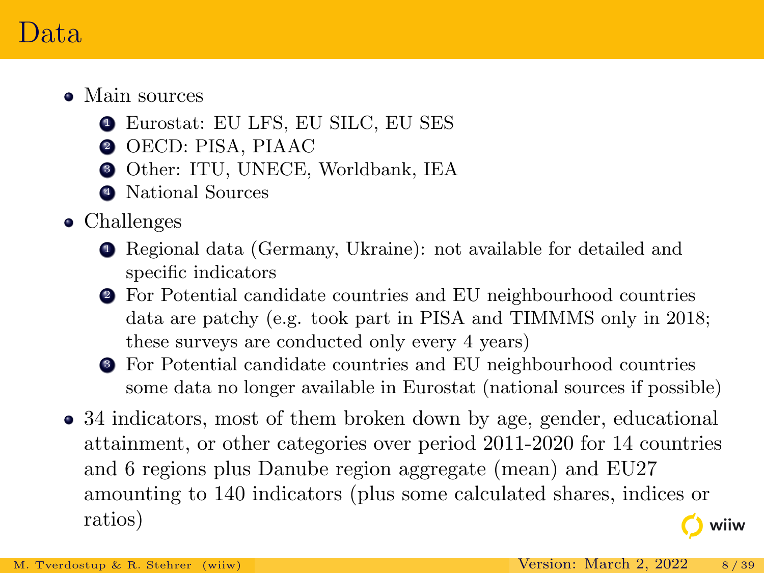# Data

- Main sources
  1. Eurostat: EU LFS, EU SILC, EU SES
  2. OECD: PISA, PIAAC
  3. Other: ITU, UNECE, Worldbank, IEA
  4. National Sources
- Challenges
  1. Regional data (Germany, Ukraine): not available for detailed and specific indicators
  2. For Potential candidate countries and EU neighbourhood countries data are patchy (e.g. took part in PISA and TIMMMS only in 2018; these surveys are conducted only every 4 years)
  3. For Potential candidate countries and EU neighbourhood countries some data no longer available in Eurostat (national sources if possible)
- 34 indicators, most of them broken down by age, gender, educational attainment, or other categories over period 2011-2020 for 14 countries and 6 regions plus Danube region aggregate (mean) and EU27 amounting to 140 indicators (plus some calculated shares, indices or ratios)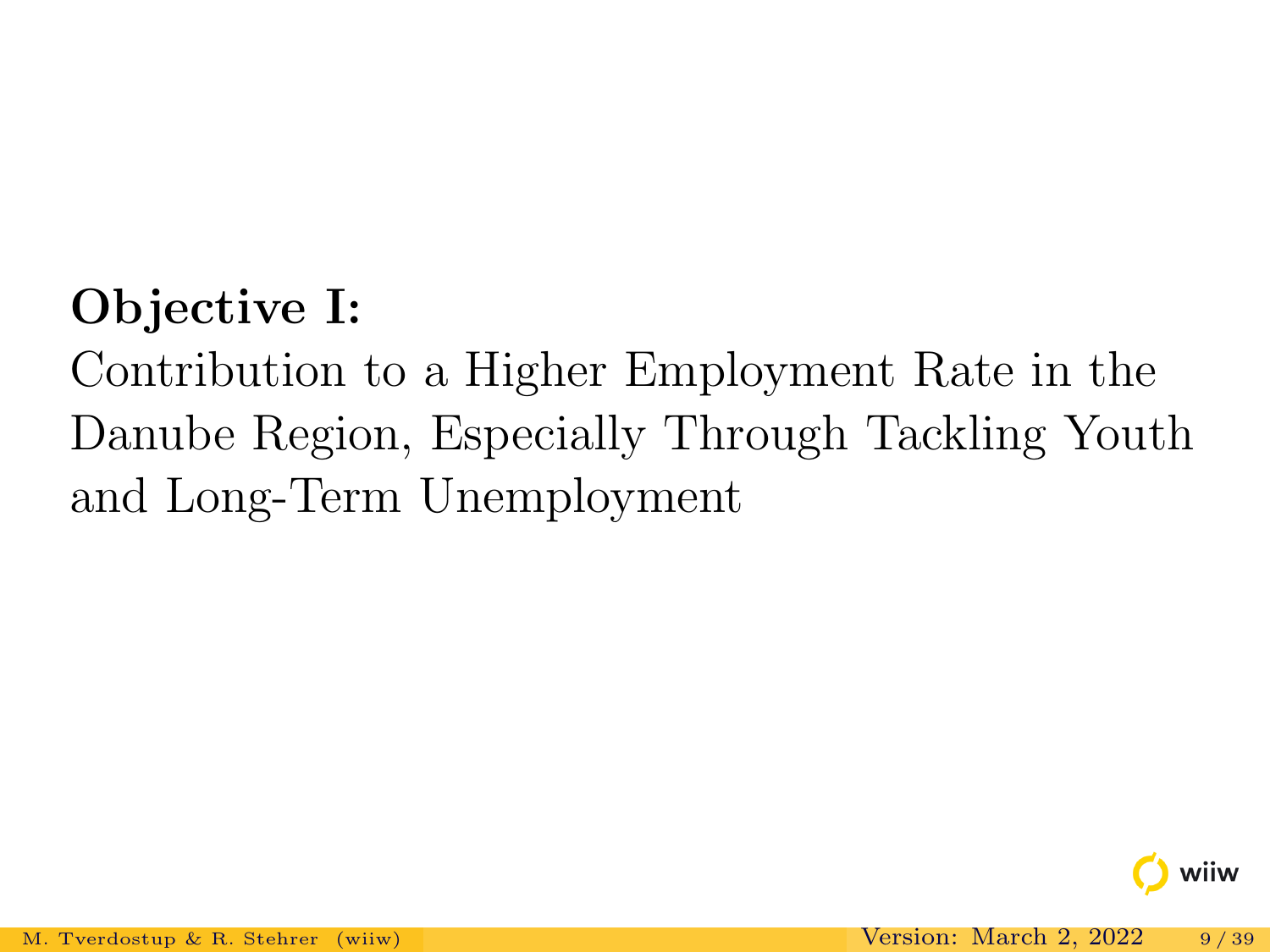**Objective I:**

Contribution to a Higher Employment Rate in the Danube Region, Especially Through Tackling Youth and Long-Term Unemployment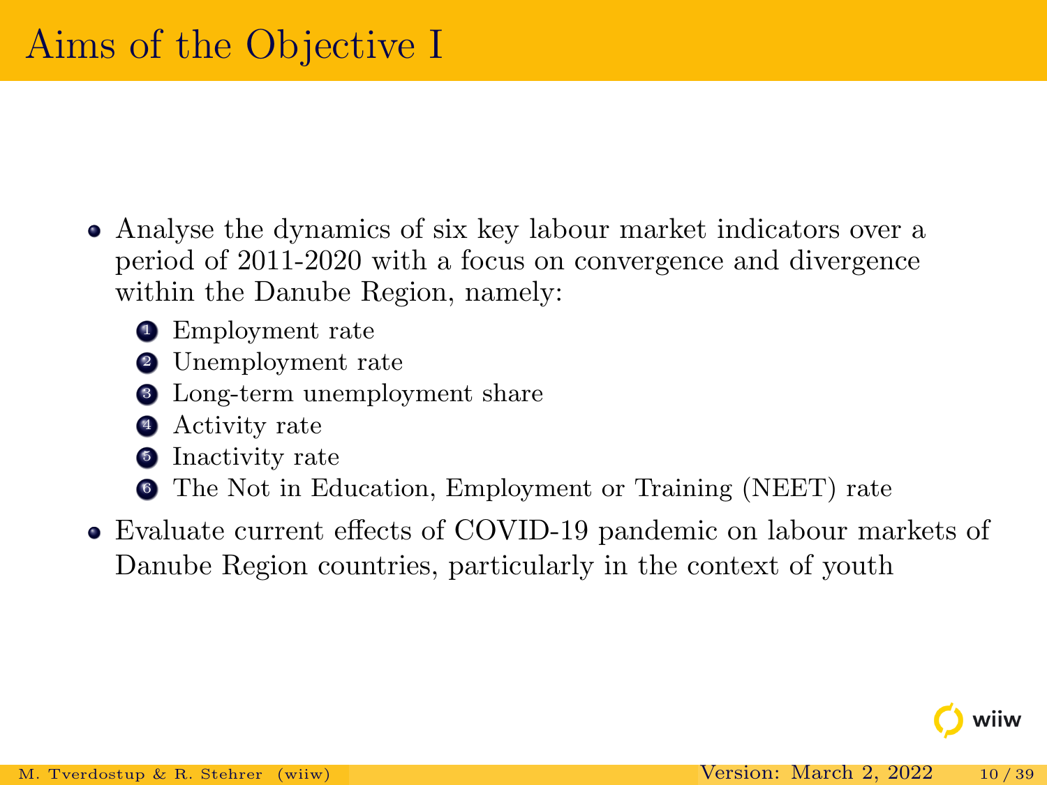# Aims of the Objective I

- Analyse the dynamics of six key labour market indicators over a period of 2011-2020 with a focus on convergence and divergence within the Danube Region, namely:
  1. Employment rate
  2. Unemployment rate
  3. Long-term unemployment share
  4. Activity rate
  5. Inactivity rate
  6. The Not in Education, Employment or Training (NEET) rate
- Evaluate current effects of COVID-19 pandemic on labour markets of Danube Region countries, particularly in the context of youth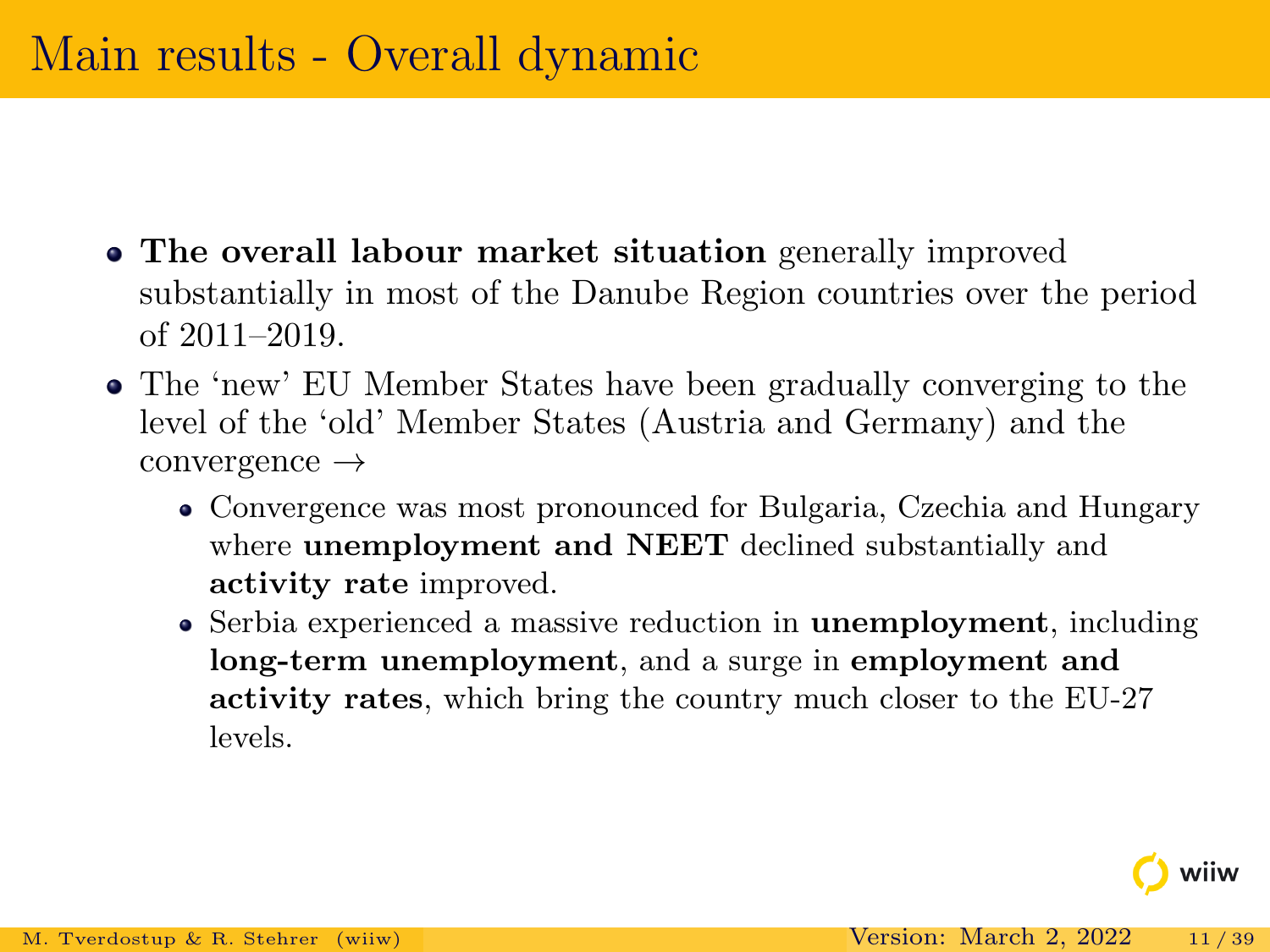# Main results - Overall dynamic

- **The overall labour market situation** generally improved substantially in most of the Danube Region countries over the period of 2011–2019.
- The ‘new’ EU Member States have been gradually converging to the level of the ‘old’ Member States (Austria and Germany) and the convergence →
  - Convergence was most pronounced for Bulgaria, Czechia and Hungary where **unemployment and NEET** declined substantially and **activity rate** improved.
  - Serbia experienced a massive reduction in **unemployment**, including **long-term unemployment**, and a surge in **employment and activity rates**, which bring the country much closer to the EU-27 levels.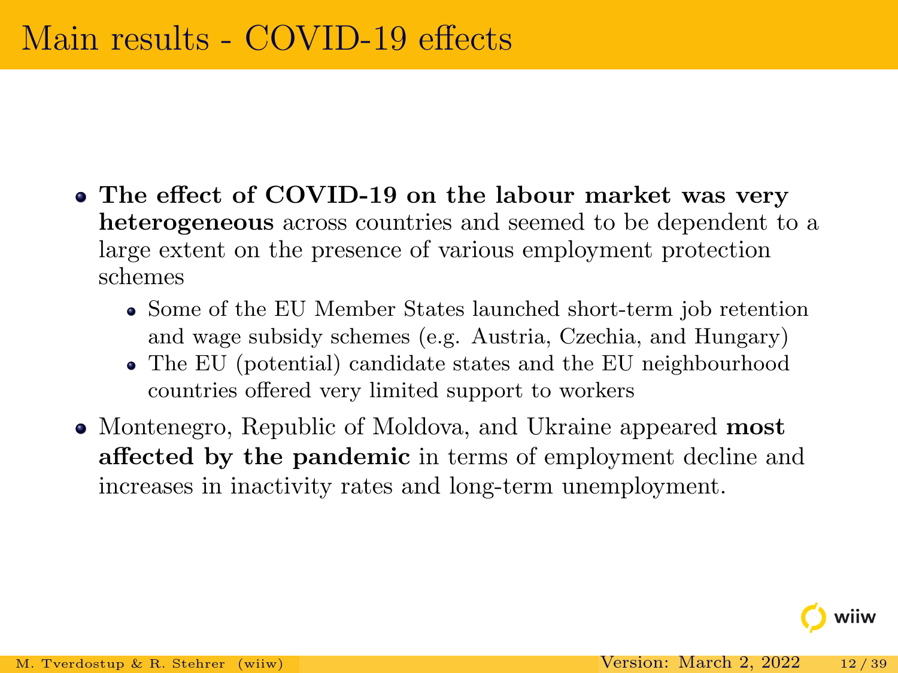# Main results - COVID-19 effects

- **The effect of COVID-19 on the labour market was very heterogeneous** across countries and seemed to be dependent to a large extent on the presence of various employment protection schemes
  - Some of the EU Member States launched short-term job retention and wage subsidy schemes (e.g. Austria, Czechia, and Hungary)
  - The EU (potential) candidate states and the EU neighbourhood countries offered very limited support to workers
- Montenegro, Republic of Moldova, and Ukraine appeared **most affected by the pandemic** in terms of employment decline and increases in inactivity rates and long-term unemployment.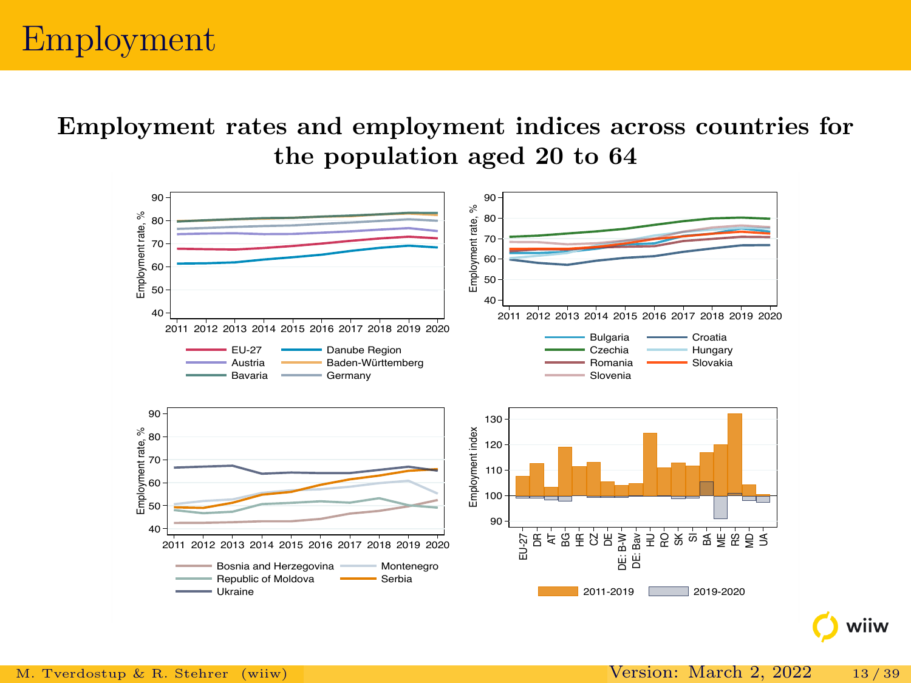# Employment

**Employment rates and employment indices across countries for the population aged 20 to 64**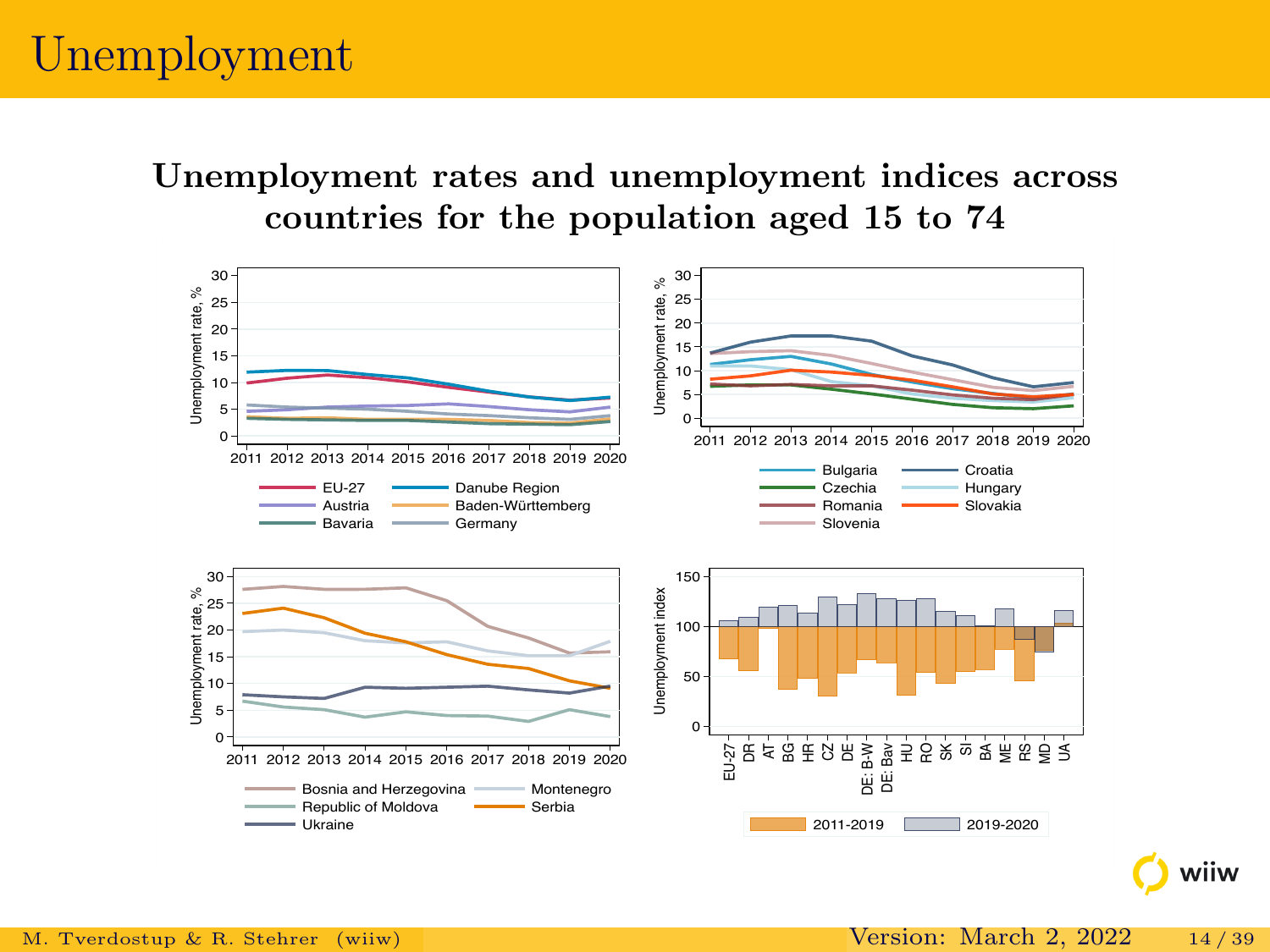# Unemployment

## Unemployment rates and unemployment indices across countries for the population aged 15 to 74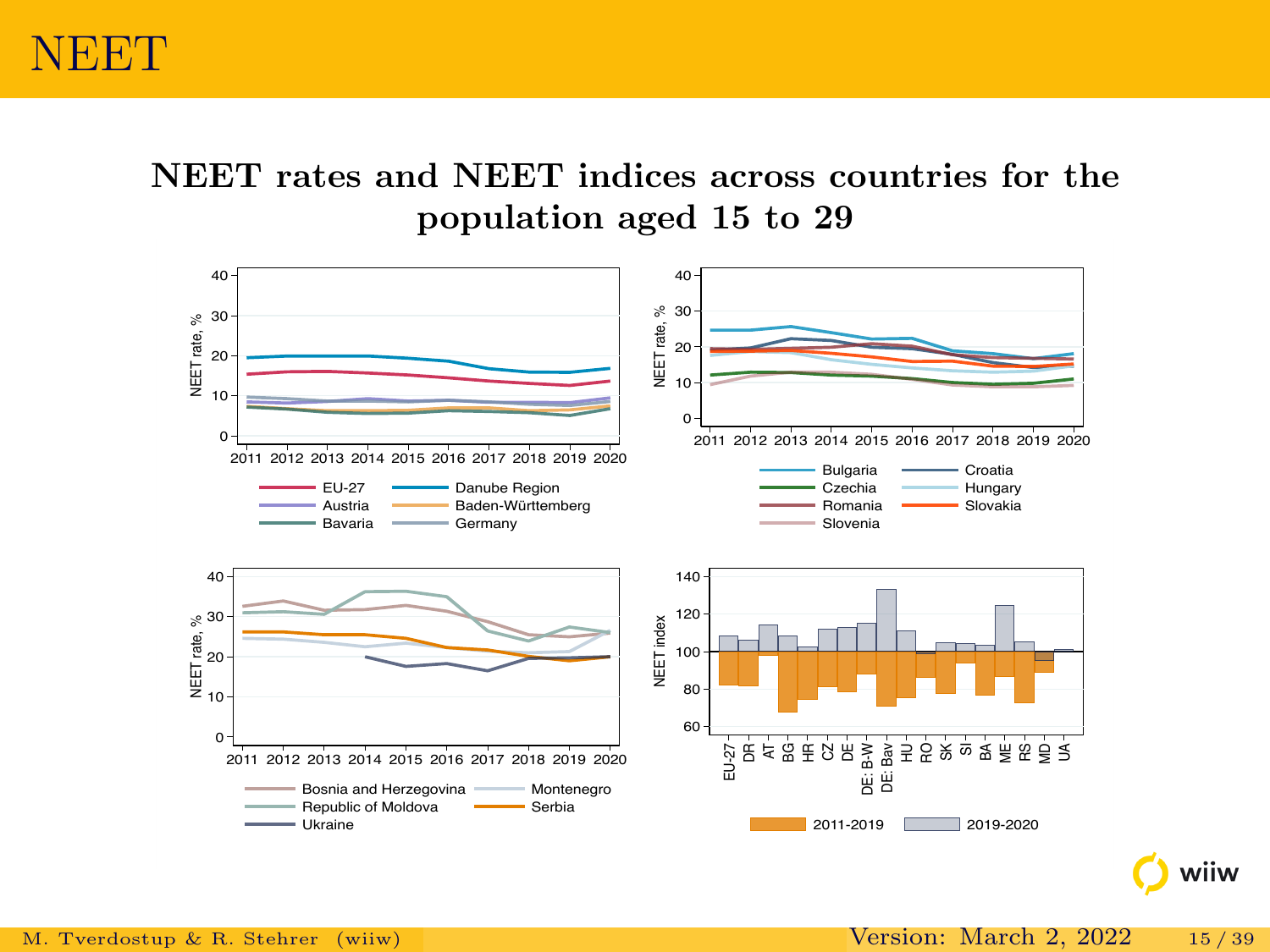# NEET

## NEET rates and NEET indices across countries for the population aged 15 to 29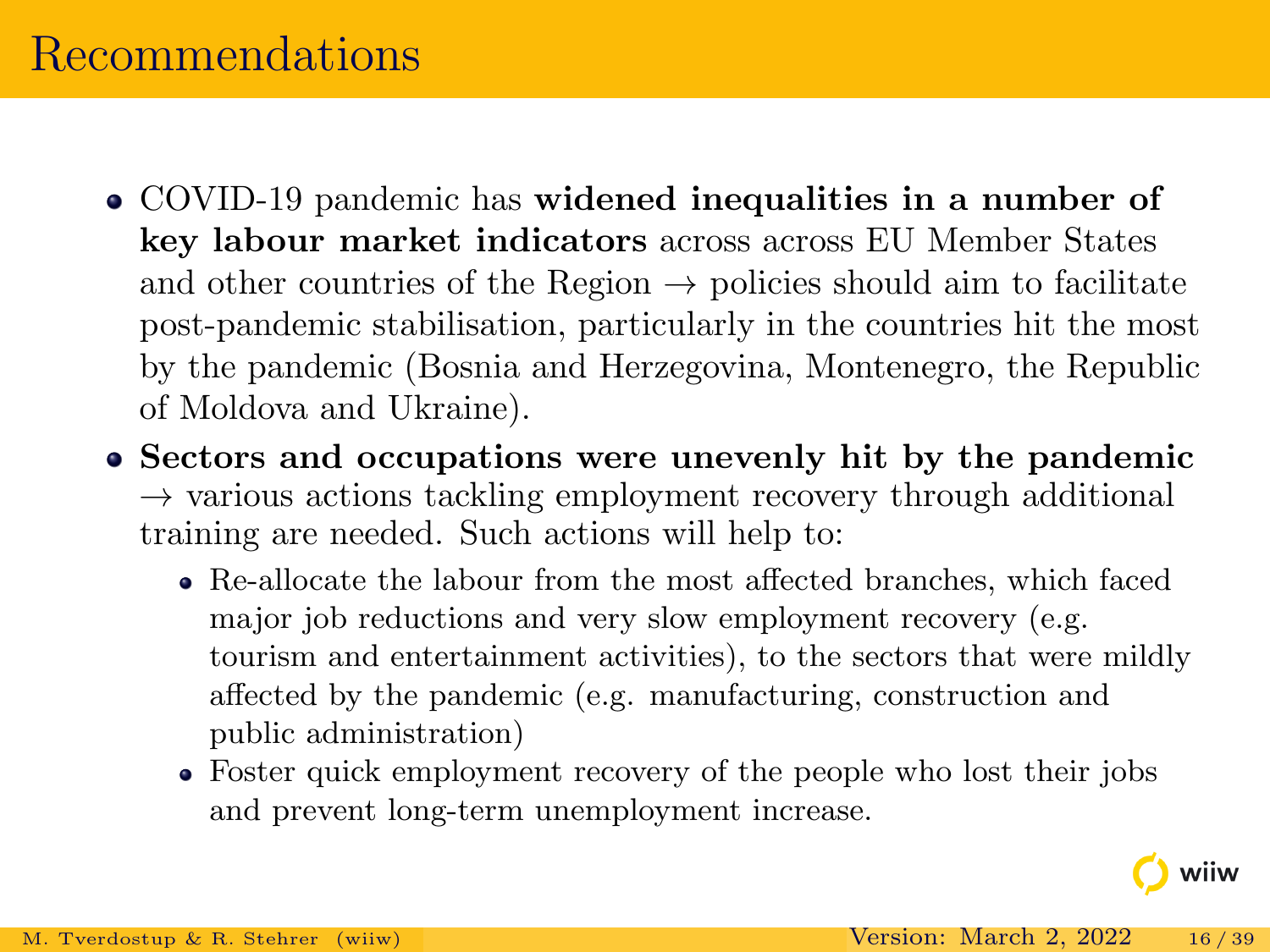# Recommendations

- COVID-19 pandemic has **widened inequalities in a number of key labour market indicators** across across EU Member States and other countries of the Region → policies should aim to facilitate post-pandemic stabilisation, particularly in the countries hit the most by the pandemic (Bosnia and Herzegovina, Montenegro, the Republic of Moldova and Ukraine).
- **Sectors and occupations were unevenly hit by the pandemic** → various actions tackling employment recovery through additional training are needed. Such actions will help to:
  - Re-allocate the labour from the most affected branches, which faced major job reductions and very slow employment recovery (e.g. tourism and entertainment activities), to the sectors that were mildly affected by the pandemic (e.g. manufacturing, construction and public administration)
  - Foster quick employment recovery of the people who lost their jobs and prevent long-term unemployment increase.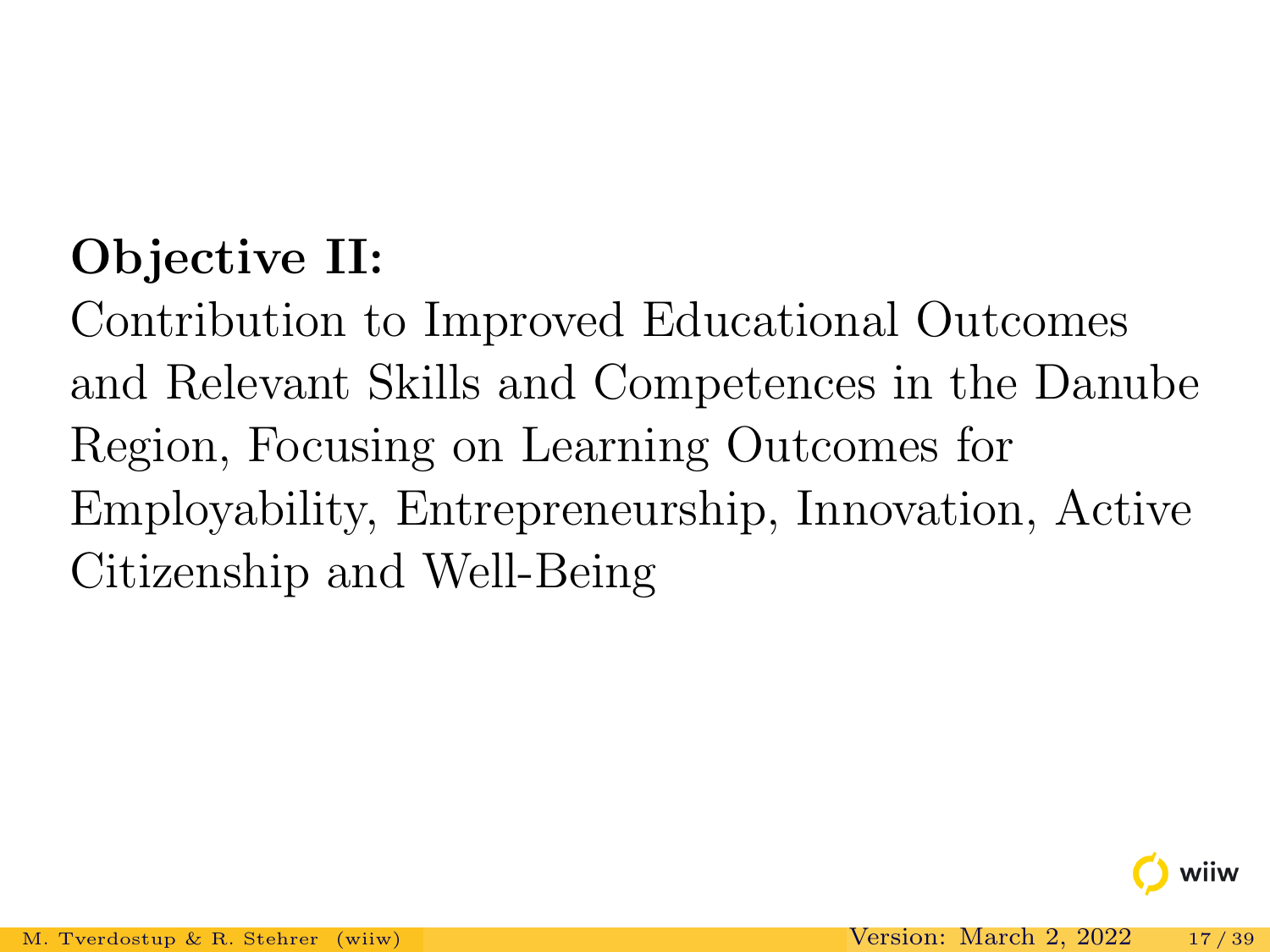**Objective II:**
Contribution to Improved Educational Outcomes and Relevant Skills and Competences in the Danube Region, Focusing on Learning Outcomes for Employability, Entrepreneurship, Innovation, Active Citizenship and Well-Being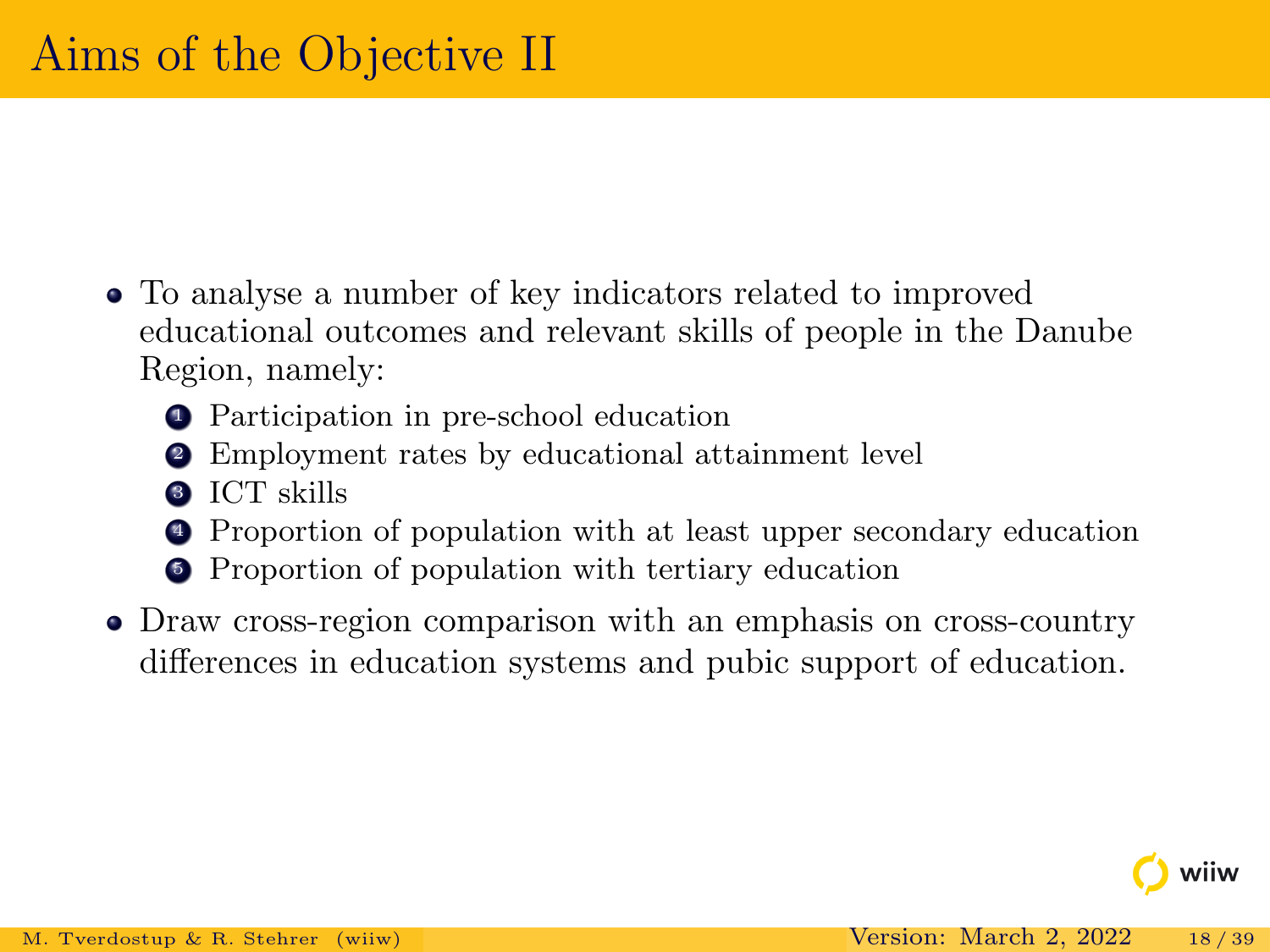# Aims of the Objective II

- To analyse a number of key indicators related to improved educational outcomes and relevant skills of people in the Danube Region, namely:
  1. Participation in pre-school education
  2. Employment rates by educational attainment level
  3. ICT skills
  4. Proportion of population with at least upper secondary education
  5. Proportion of population with tertiary education
- Draw cross-region comparison with an emphasis on cross-country differences in education systems and pubic support of education.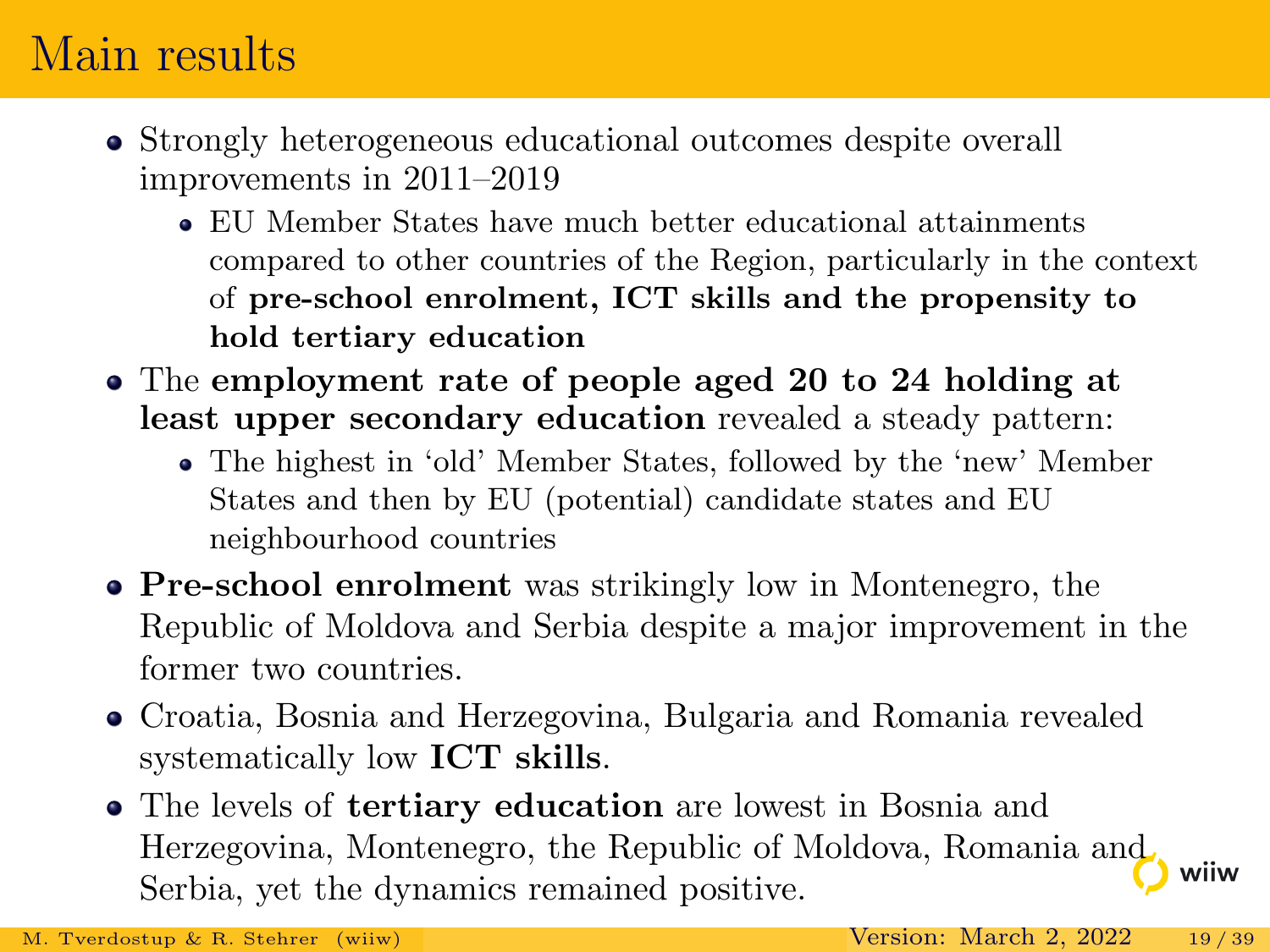# Main results

- Strongly heterogeneous educational outcomes despite overall improvements in 2011–2019
  - EU Member States have much better educational attainments compared to other countries of the Region, particularly in the context of **pre-school enrolment, ICT skills and the propensity to hold tertiary education**
- The **employment rate of people aged 20 to 24 holding at least upper secondary education** revealed a steady pattern:
  - The highest in 'old' Member States, followed by the 'new' Member States and then by EU (potential) candidate states and EU neighbourhood countries
- **Pre-school enrolment** was strikingly low in Montenegro, the Republic of Moldova and Serbia despite a major improvement in the former two countries.
- Croatia, Bosnia and Herzegovina, Bulgaria and Romania revealed systematically low **ICT skills**.
- The levels of **tertiary education** are lowest in Bosnia and Herzegovina, Montenegro, the Republic of Moldova, Romania and Serbia, yet the dynamics remained positive.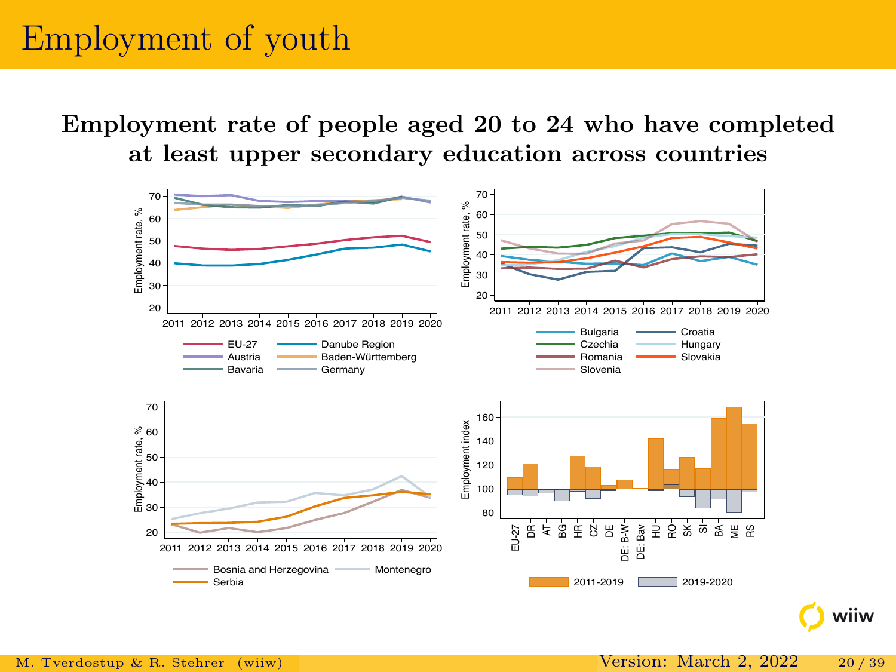# Employment of youth

## Employment rate of people aged 20 to 24 who have completed at least upper secondary education across countries

Employment rate, %

2011 2012 2013 2014 2015 2016 2017 2018 2019 2020

EU-27, Danube Region, Austria, Baden-Württemberg, Bavaria, Germany

Employment rate, %

2011 2012 2013 2014 2015 2016 2017 2018 2019 2020

Bulgaria, Croatia, Czechia, Hungary, Romania, Slovakia, Slovenia

Employment rate, %

2011 2012 2013 2014 2015 2016 2017 2018 2019 2020

Bosnia and Herzegovina, Montenegro, Serbia

Employment index

EU-27, DR, AT, BG, HR, CZ, DE, DE: B-W, DE: Bav, HU, RO, SK, SI, BA, ME, RS

2011-2019, 2019-2020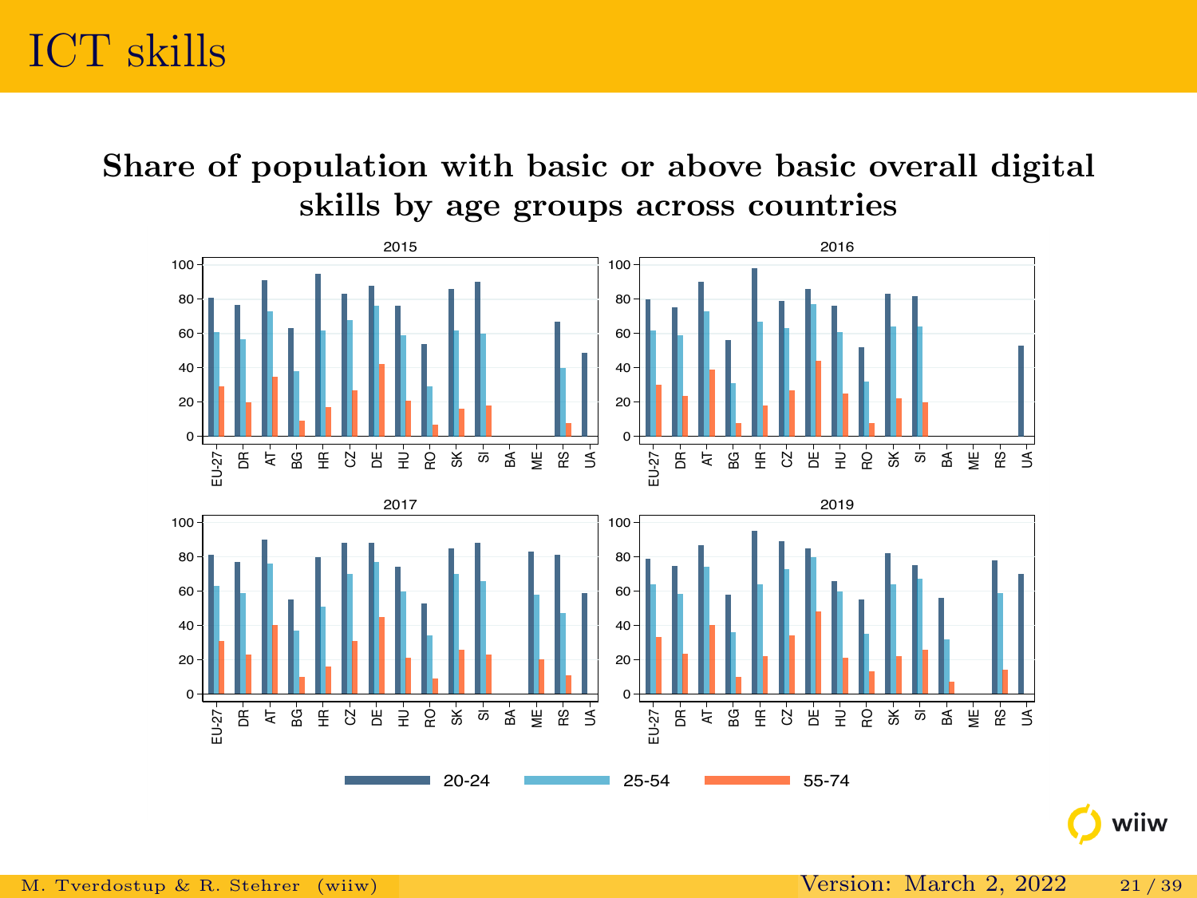# ICT skills

## Share of population with basic or above basic overall digital skills by age groups across countries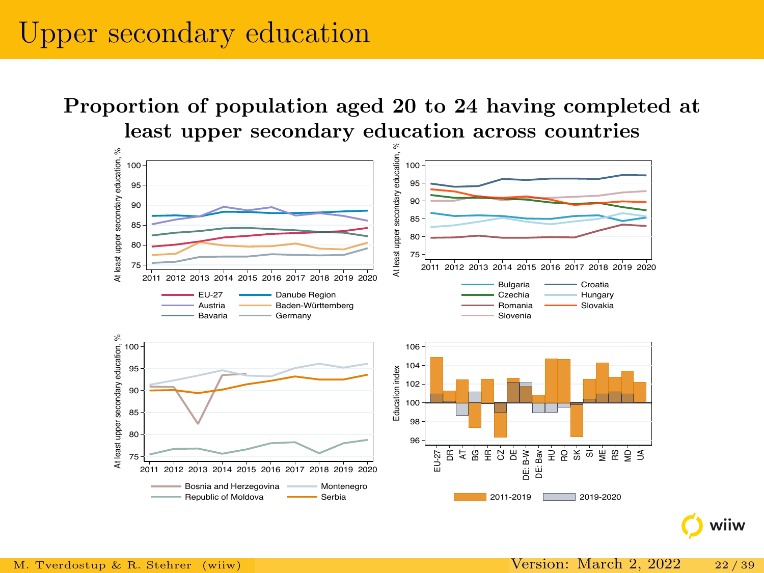# Upper secondary education

**Proportion of population aged 20 to 24 having completed at least upper secondary education across countries**

At least upper secondary education, %

2011 2012 2013 2014 2015 2016 2017 2018 2019 2020

EU-27, Danube Region, Austria, Baden-Württemberg, Bavaria, Germany

Bulgaria, Croatia, Czechia, Hungary, Romania, Slovakia, Slovenia

Bosnia and Herzegovina, Montenegro, Republic of Moldova, Serbia

Education index

EU-27, DR, AT, BG, HR, CZ, DE, DE: B-W, DE: Bav, HU, RO, SK, SI, ME, RS, MD, UA

2011-2019, 2019-2020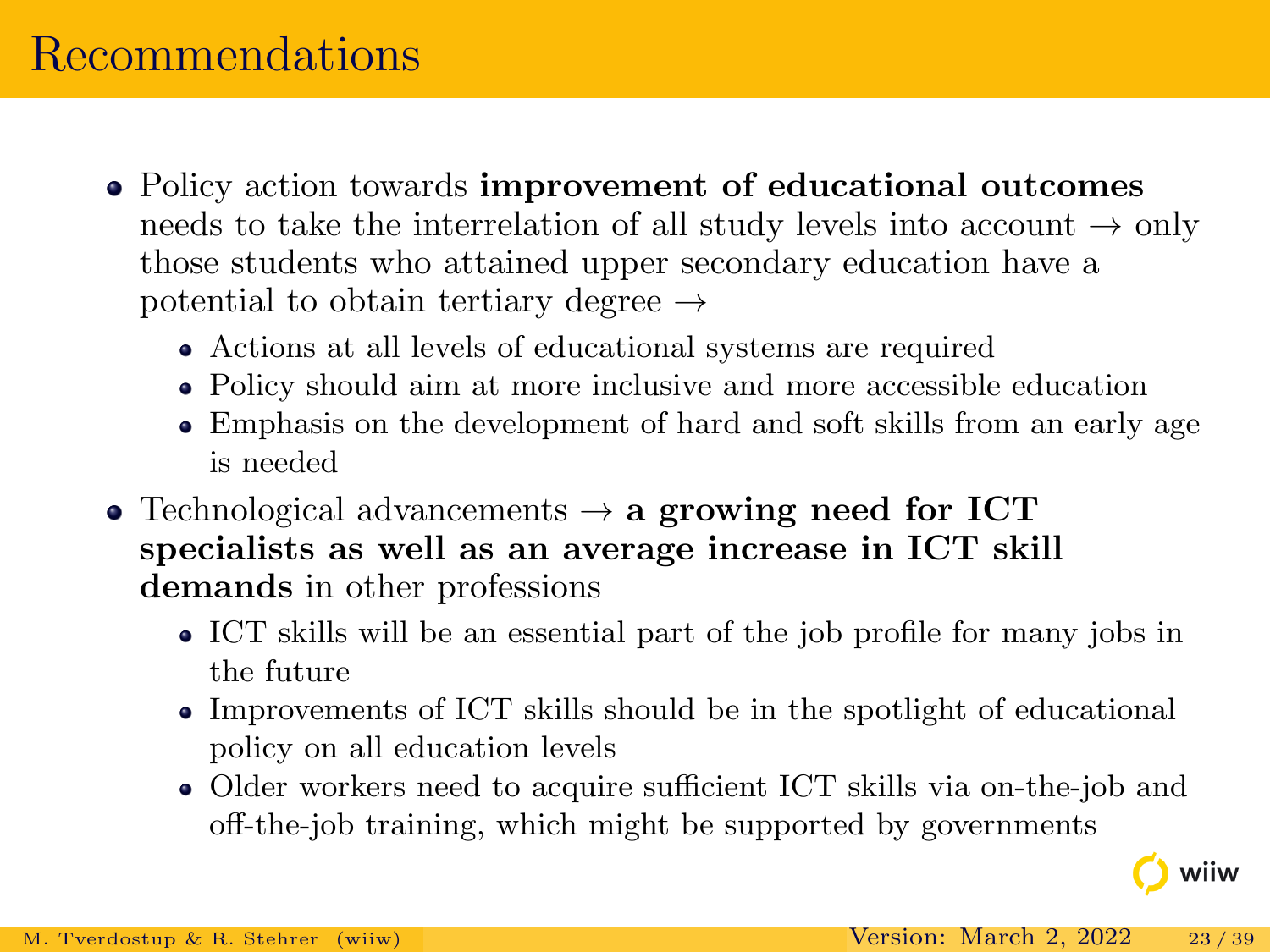# Recommendations

- Policy action towards **improvement of educational outcomes** needs to take the interrelation of all study levels into account → only those students who attained upper secondary education have a potential to obtain tertiary degree →
  - Actions at all levels of educational systems are required
  - Policy should aim at more inclusive and more accessible education
  - Emphasis on the development of hard and soft skills from an early age is needed
- Technological advancements → **a growing need for ICT specialists as well as an average increase in ICT skill demands** in other professions
  - ICT skills will be an essential part of the job profile for many jobs in the future
  - Improvements of ICT skills should be in the spotlight of educational policy on all education levels
  - Older workers need to acquire sufficient ICT skills via on-the-job and off-the-job training, which might be supported by governments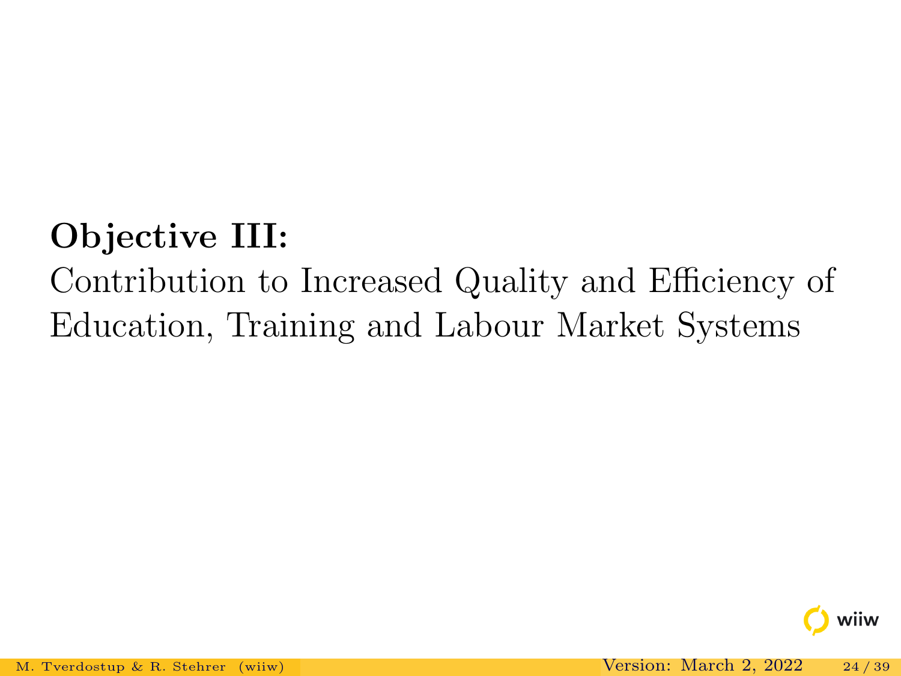**Objective III:**

Contribution to Increased Quality and Efficiency of Education, Training and Labour Market Systems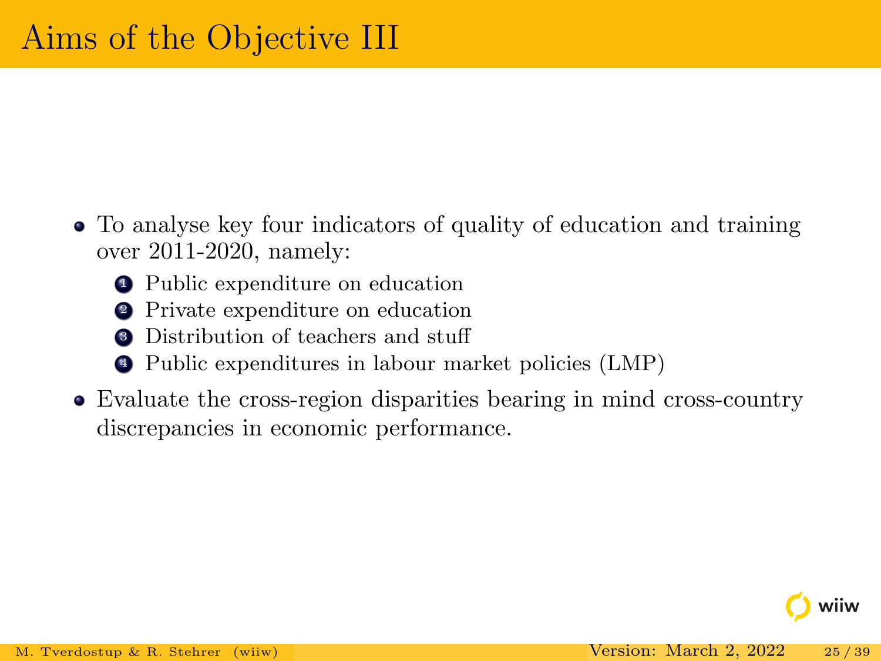# Aims of the Objective III

- To analyse key four indicators of quality of education and training over 2011-2020, namely:
  1. Public expenditure on education
  2. Private expenditure on education
  3. Distribution of teachers and stuff
  4. Public expenditures in labour market policies (LMP)
- Evaluate the cross-region disparities bearing in mind cross-country discrepancies in economic performance.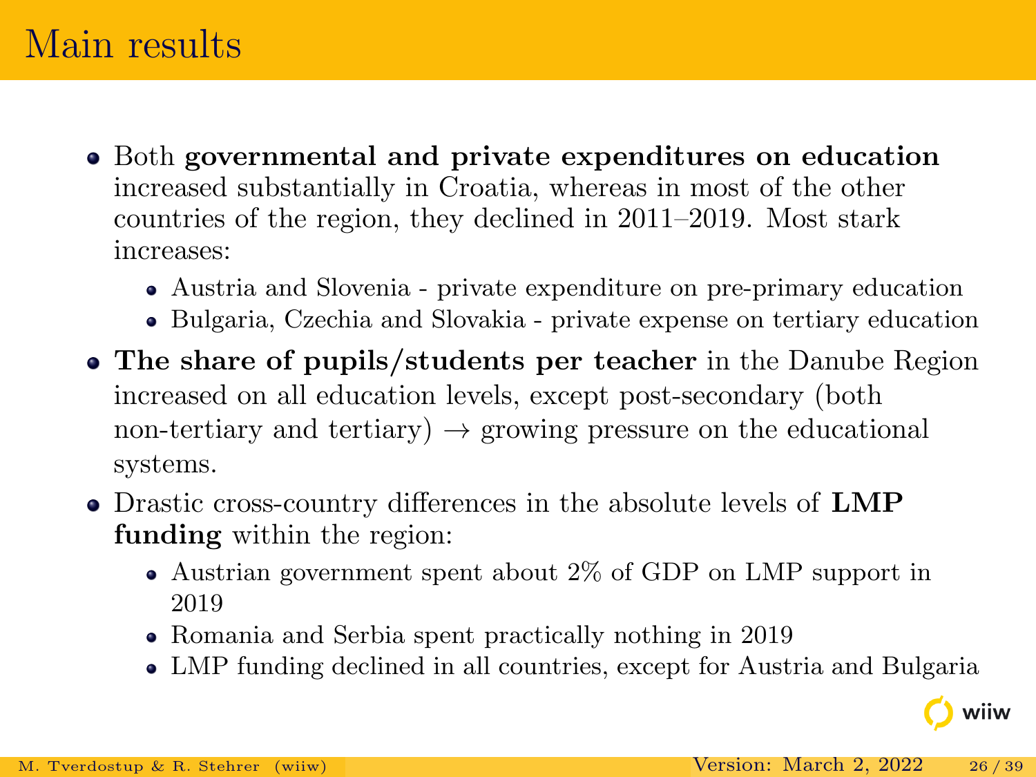# Main results

- Both **governmental and private expenditures on education** increased substantially in Croatia, whereas in most of the other countries of the region, they declined in 2011–2019. Most stark increases:
  - Austria and Slovenia - private expenditure on pre-primary education
  - Bulgaria, Czechia and Slovakia - private expense on tertiary education
- **The share of pupils/students per teacher** in the Danube Region increased on all education levels, except post-secondary (both non-tertiary and tertiary) → growing pressure on the educational systems.
- Drastic cross-country differences in the absolute levels of **LMP funding** within the region:
  - Austrian government spent about 2% of GDP on LMP support in 2019
  - Romania and Serbia spent practically nothing in 2019
  - LMP funding declined in all countries, except for Austria and Bulgaria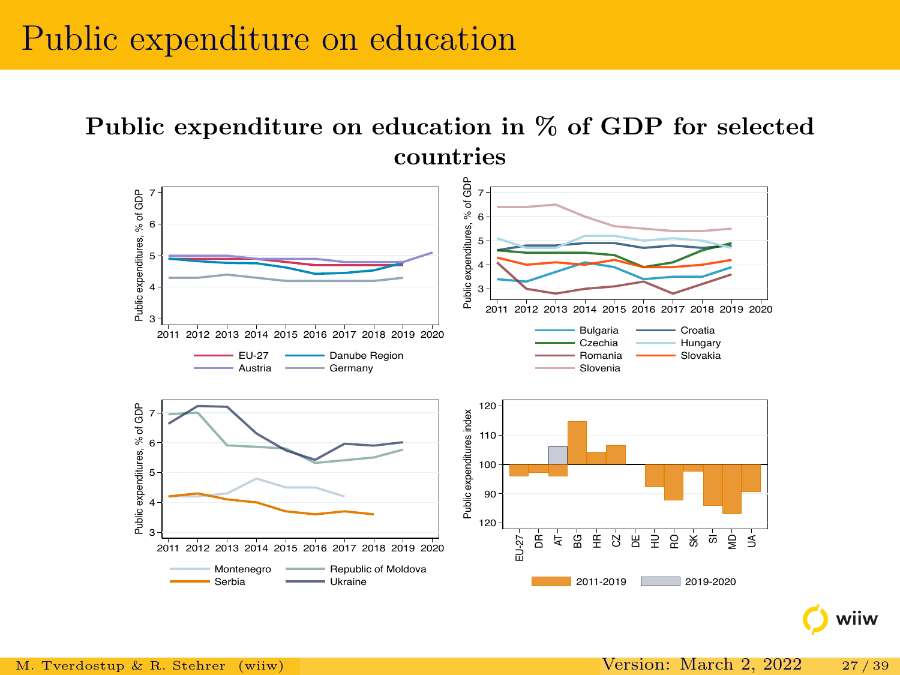# Public expenditure on education

## Public expenditure on education in % of GDP for selected countries

Public expenditures, % of GDP

2011 2012 2013 2014 2015 2016 2017 2018 2019 2020

EU-27 Danube Region Austria Germany

Bulgaria Croatia Czechia Hungary Romania Slovakia Slovenia

Montenegro Republic of Moldova Serbia Ukraine

Public expenditures index

EU-27 DR AT BG HR CZ DE HU RO SK SI MD UA

2011-2019 2019-2020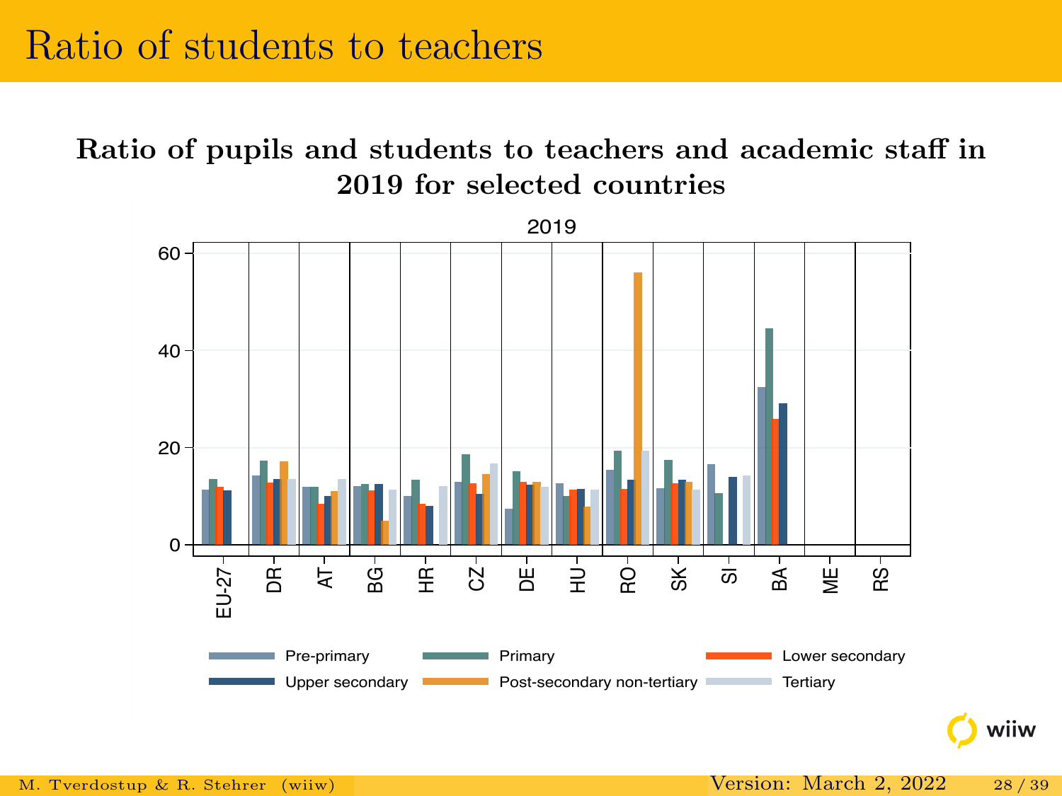# Ratio of students to teachers

**Ratio of pupils and students to teachers and academic staff in 2019 for selected countries**

2019

Pre-primary | Primary | Lower secondary | Upper secondary | Post-secondary non-tertiary | Tertiary

EU-27, DR, AT, BG, HR, CZ, DE, HU, RO, SK, SI, BA, ME, RS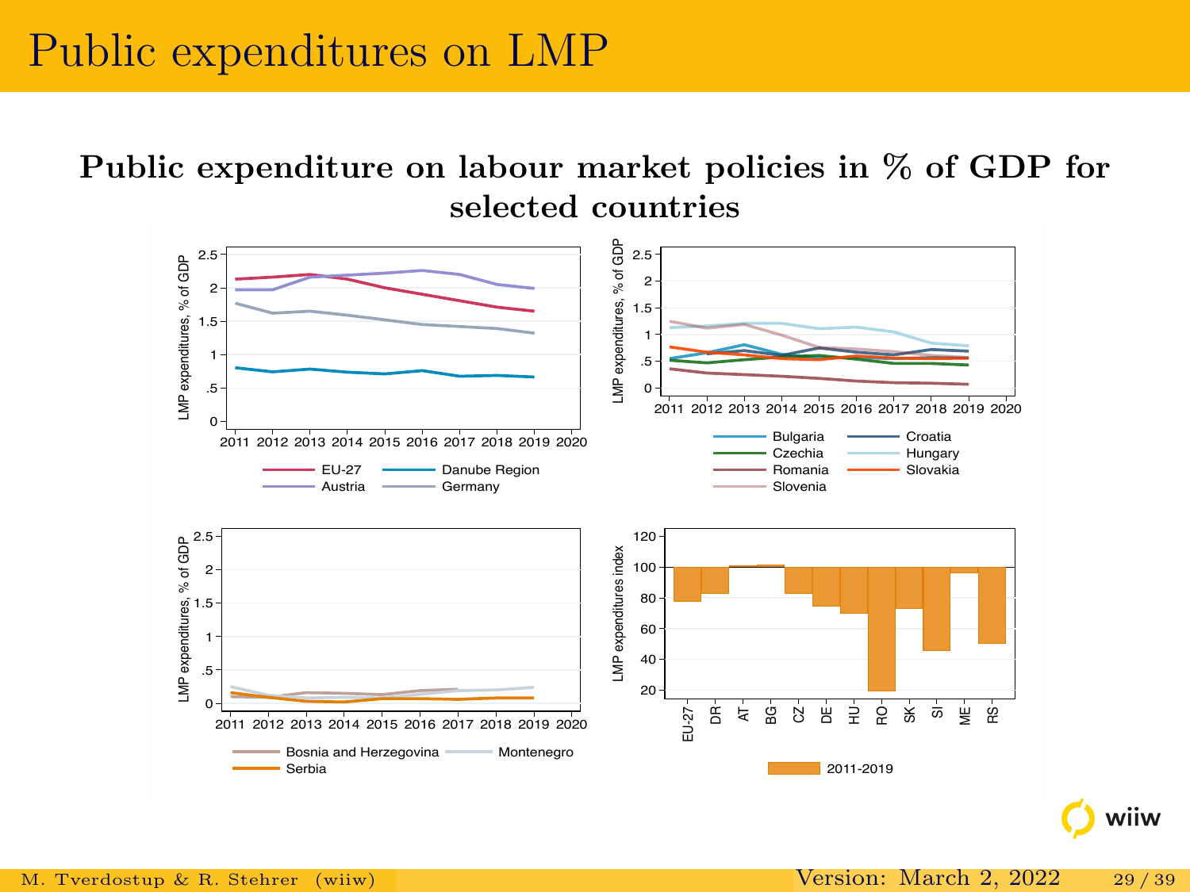# Public expenditures on LMP

## Public expenditure on labour market policies in % of GDP for selected countries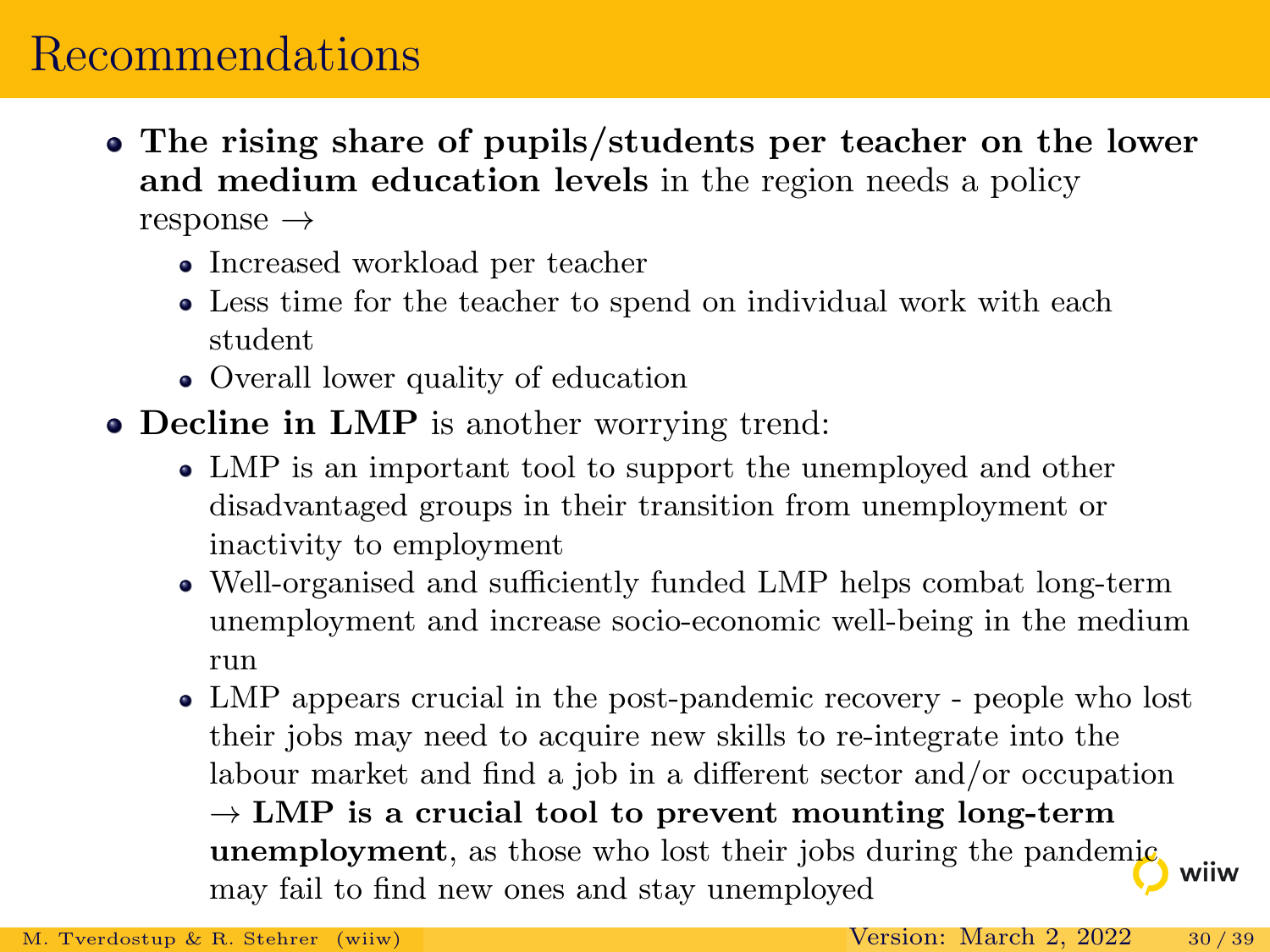# Recommendations

- **The rising share of pupils/students per teacher on the lower and medium education levels** in the region needs a policy response →
  - Increased workload per teacher
  - Less time for the teacher to spend on individual work with each student
  - Overall lower quality of education
- **Decline in LMP** is another worrying trend:
  - LMP is an important tool to support the unemployed and other disadvantaged groups in their transition from unemployment or inactivity to employment
  - Well-organised and sufficiently funded LMP helps combat long-term unemployment and increase socio-economic well-being in the medium run
  - LMP appears crucial in the post-pandemic recovery - people who lost their jobs may need to acquire new skills to re-integrate into the labour market and find a job in a different sector and/or occupation → **LMP is a crucial tool to prevent mounting long-term unemployment**, as those who lost their jobs during the pandemic may fail to find new ones and stay unemployed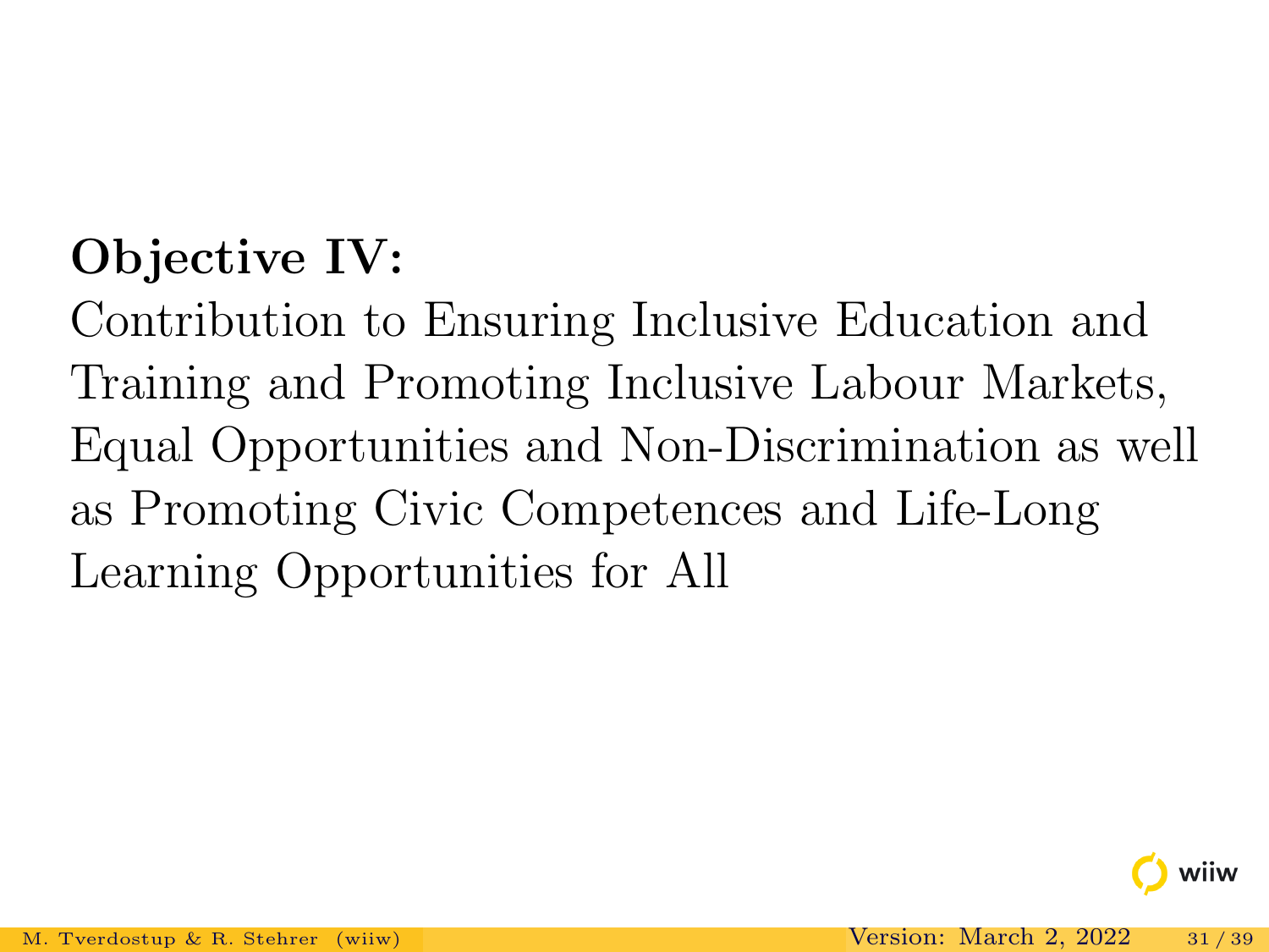**Objective IV:**

Contribution to Ensuring Inclusive Education and Training and Promoting Inclusive Labour Markets, Equal Opportunities and Non-Discrimination as well as Promoting Civic Competences and Life-Long Learning Opportunities for All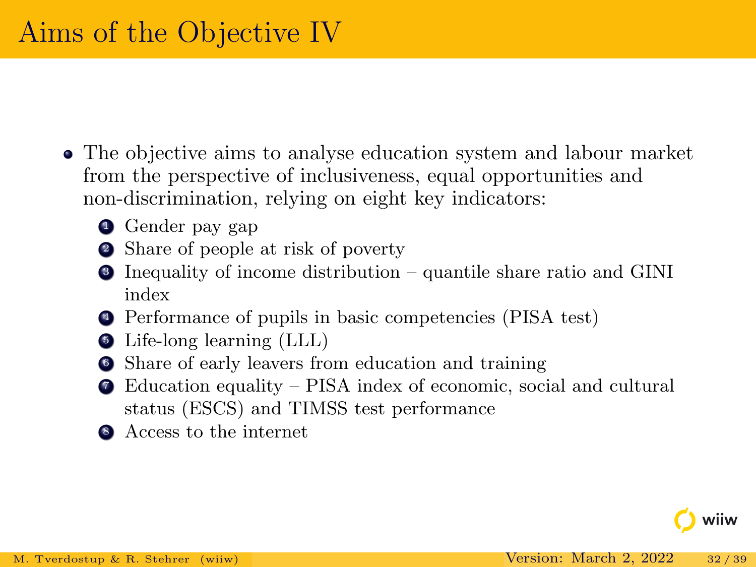# Aims of the Objective IV

- The objective aims to analyse education system and labour market from the perspective of inclusiveness, equal opportunities and non-discrimination, relying on eight key indicators:
  1. Gender pay gap
  2. Share of people at risk of poverty
  3. Inequality of income distribution – quantile share ratio and GINI index
  4. Performance of pupils in basic competencies (PISA test)
  5. Life-long learning (LLL)
  6. Share of early leavers from education and training
  7. Education equality – PISA index of economic, social and cultural status (ESCS) and TIMSS test performance
  8. Access to the internet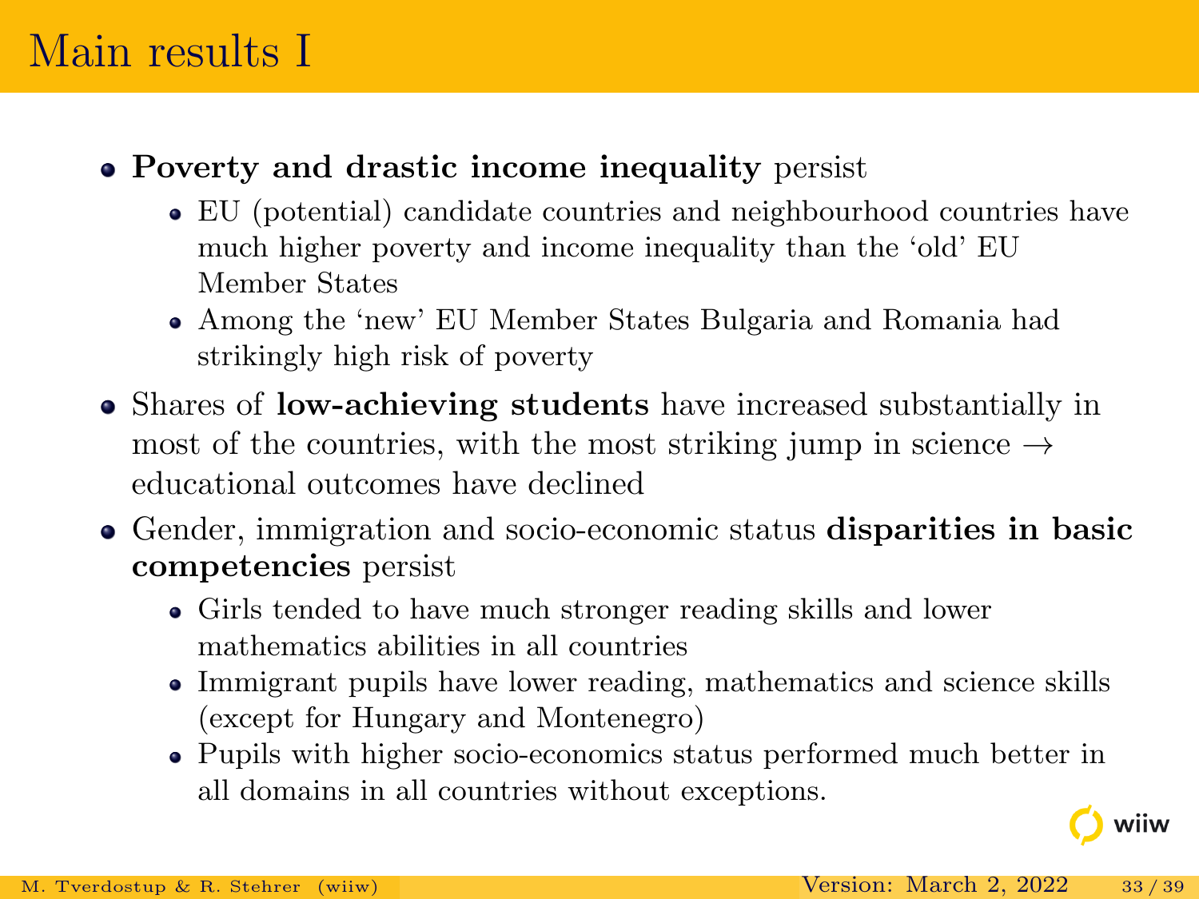# Main results I

- **Poverty and drastic income inequality** persist
  - EU (potential) candidate countries and neighbourhood countries have much higher poverty and income inequality than the 'old' EU Member States
  - Among the 'new' EU Member States Bulgaria and Romania had strikingly high risk of poverty
- Shares of **low-achieving students** have increased substantially in most of the countries, with the most striking jump in science → educational outcomes have declined
- Gender, immigration and socio-economic status **disparities in basic competencies** persist
  - Girls tended to have much stronger reading skills and lower mathematics abilities in all countries
  - Immigrant pupils have lower reading, mathematics and science skills (except for Hungary and Montenegro)
  - Pupils with higher socio-economics status performed much better in all domains in all countries without exceptions.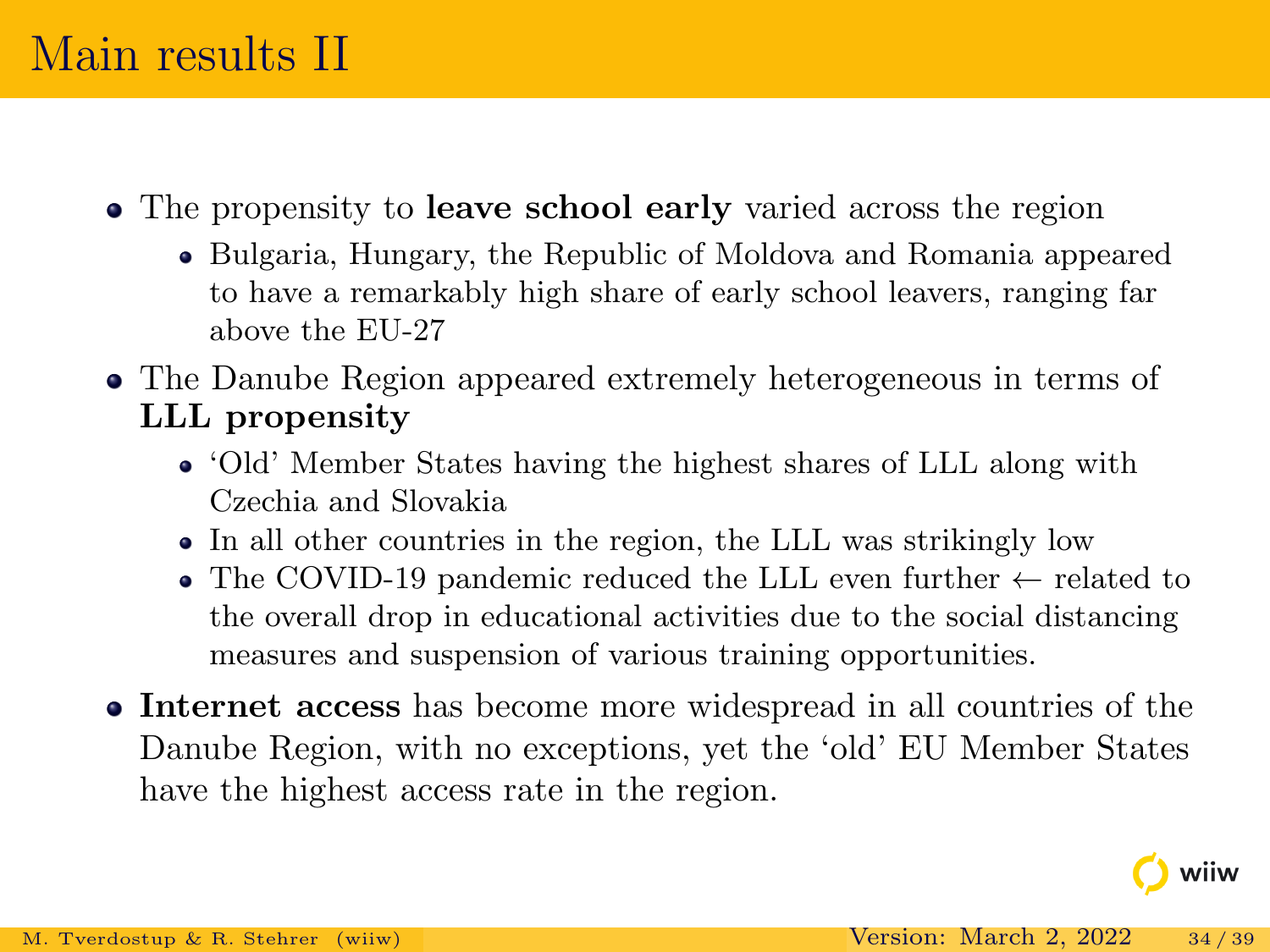# Main results II

- The propensity to **leave school early** varied across the region
  - Bulgaria, Hungary, the Republic of Moldova and Romania appeared to have a remarkably high share of early school leavers, ranging far above the EU-27
- The Danube Region appeared extremely heterogeneous in terms of **LLL propensity**
  - 'Old' Member States having the highest shares of LLL along with Czechia and Slovakia
  - In all other countries in the region, the LLL was strikingly low
  - The COVID-19 pandemic reduced the LLL even further $\leftarrow$ related to the overall drop in educational activities due to the social distancing measures and suspension of various training opportunities.
- **Internet access** has become more widespread in all countries of the Danube Region, with no exceptions, yet the 'old' EU Member States have the highest access rate in the region.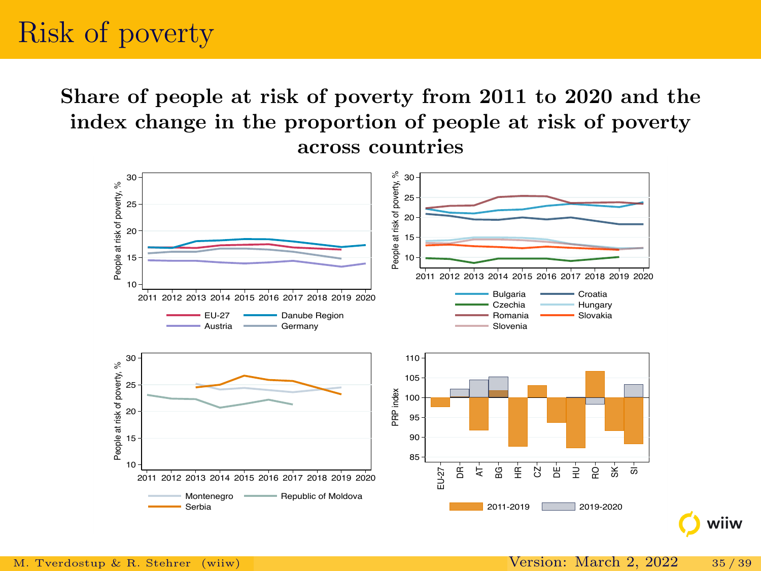# Risk of poverty

**Share of people at risk of poverty from 2011 to 2020 and the index change in the proportion of people at risk of poverty across countries**

People at risk of poverty, %

2011 2012 2013 2014 2015 2016 2017 2018 2019 2020

EU-27 — Danube Region — Austria — Germany

Bulgaria — Croatia — Czechia — Hungary — Romania — Slovakia — Slovenia

Montenegro — Republic of Moldova — Serbia

PRP index

EU-27, DR, AT, BG, HR, CZ, DE, HU, RO, SK, SI

2011-2019 — 2019-2020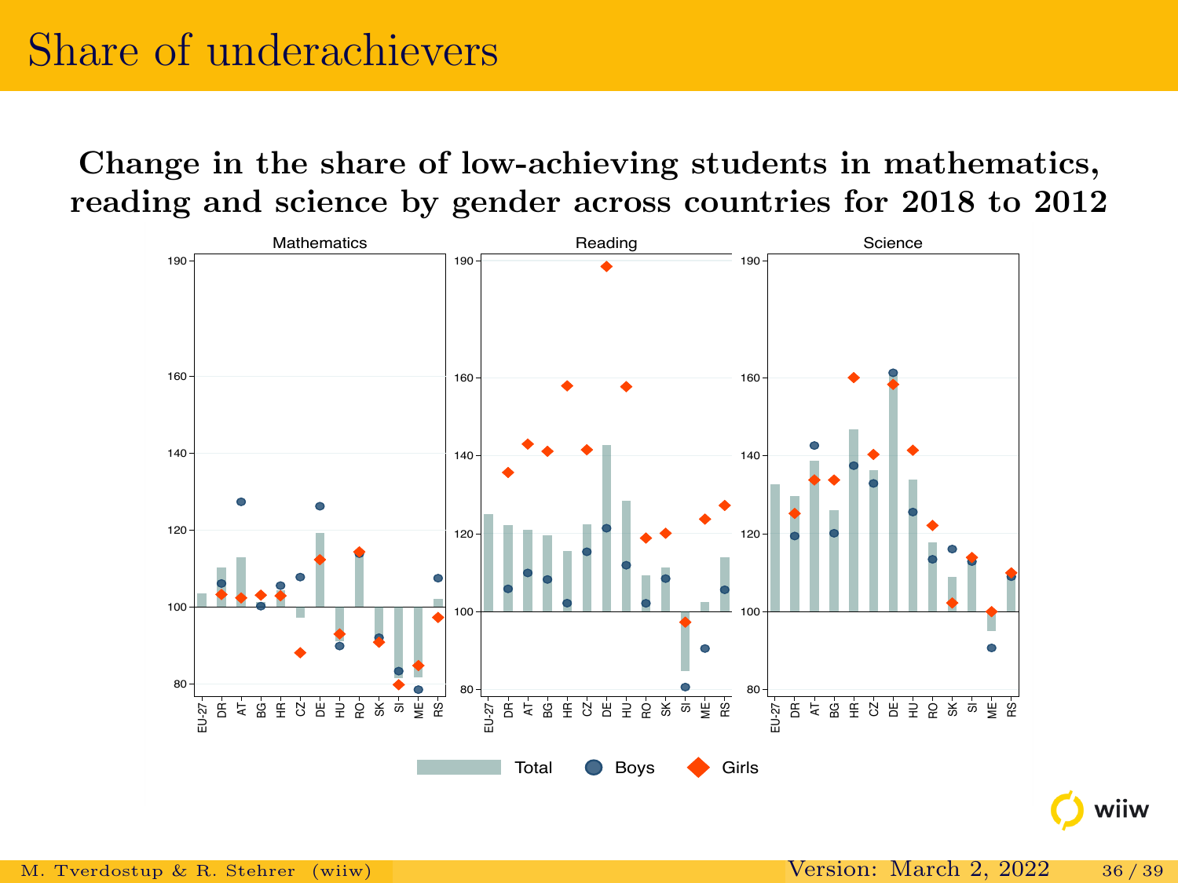# Share of underachievers

**Change in the share of low-achieving students in mathematics, reading and science by gender across countries for 2018 to 2012**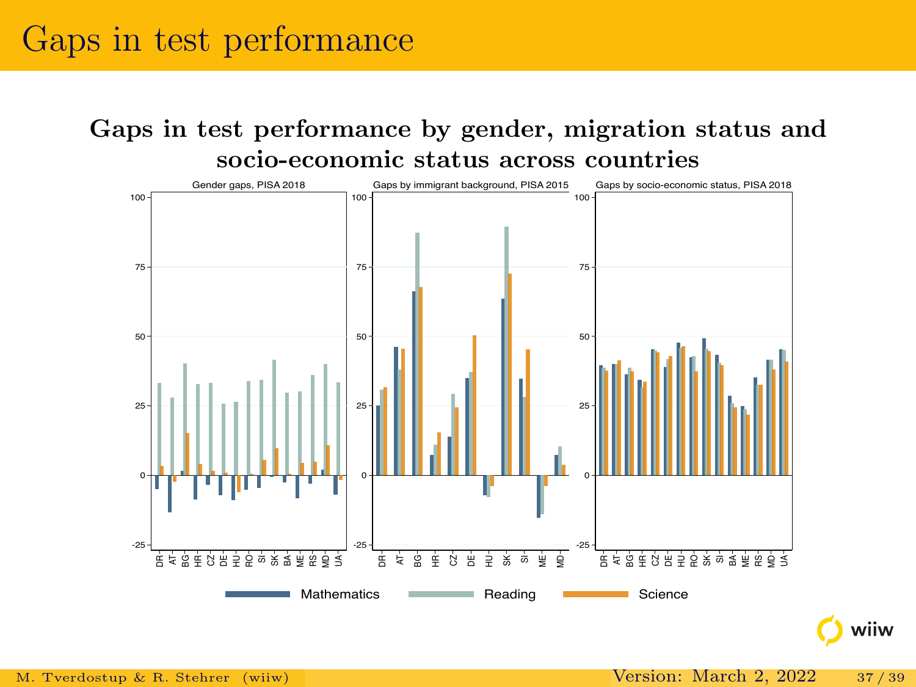# Gaps in test performance

**Gaps in test performance by gender, migration status and socio-economic status across countries**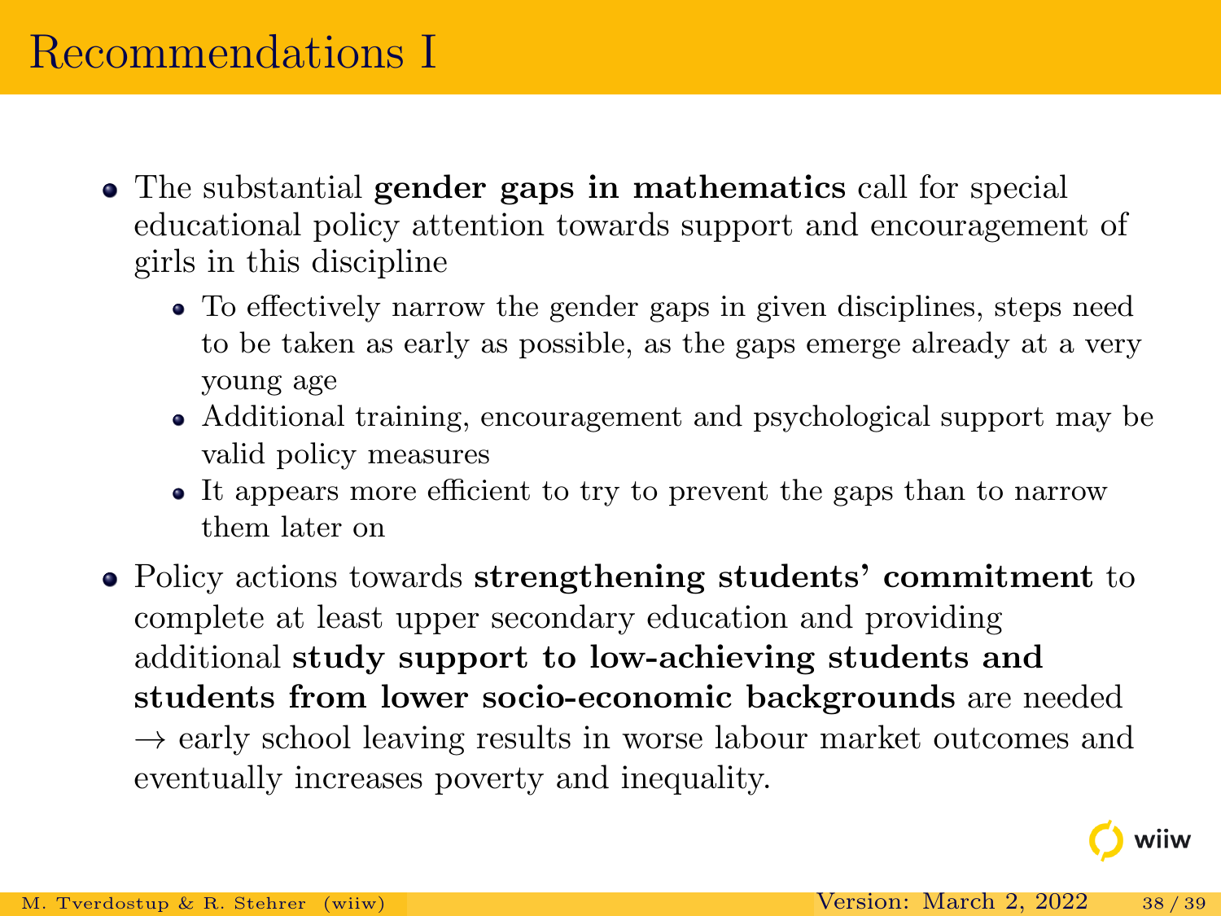# Recommendations I

- The substantial **gender gaps in mathematics** call for special educational policy attention towards support and encouragement of girls in this discipline
  - To effectively narrow the gender gaps in given disciplines, steps need to be taken as early as possible, as the gaps emerge already at a very young age
  - Additional training, encouragement and psychological support may be valid policy measures
  - It appears more efficient to try to prevent the gaps than to narrow them later on
- Policy actions towards **strengthening students' commitment** to complete at least upper secondary education and providing additional **study support to low-achieving students and students from lower socio-economic backgrounds** are needed → early school leaving results in worse labour market outcomes and eventually increases poverty and inequality.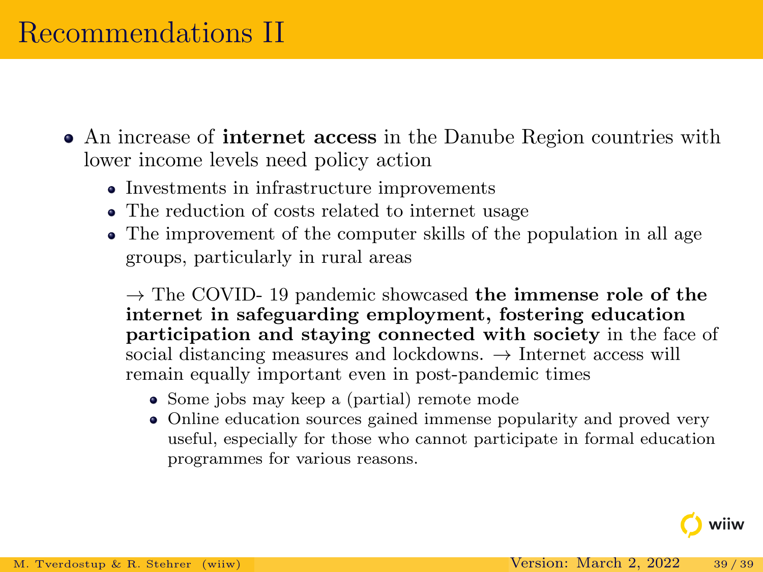# Recommendations II

- An increase of **internet access** in the Danube Region countries with lower income levels need policy action
  - Investments in infrastructure improvements
  - The reduction of costs related to internet usage
  - The improvement of the computer skills of the population in all age groups, particularly in rural areas

  → The COVID- 19 pandemic showcased **the immense role of the internet in safeguarding employment, fostering education participation and staying connected with society** in the face of social distancing measures and lockdowns. → Internet access will remain equally important even in post-pandemic times

    - Some jobs may keep a (partial) remote mode
    - Online education sources gained immense popularity and proved very useful, especially for those who cannot participate in formal education programmes for various reasons.